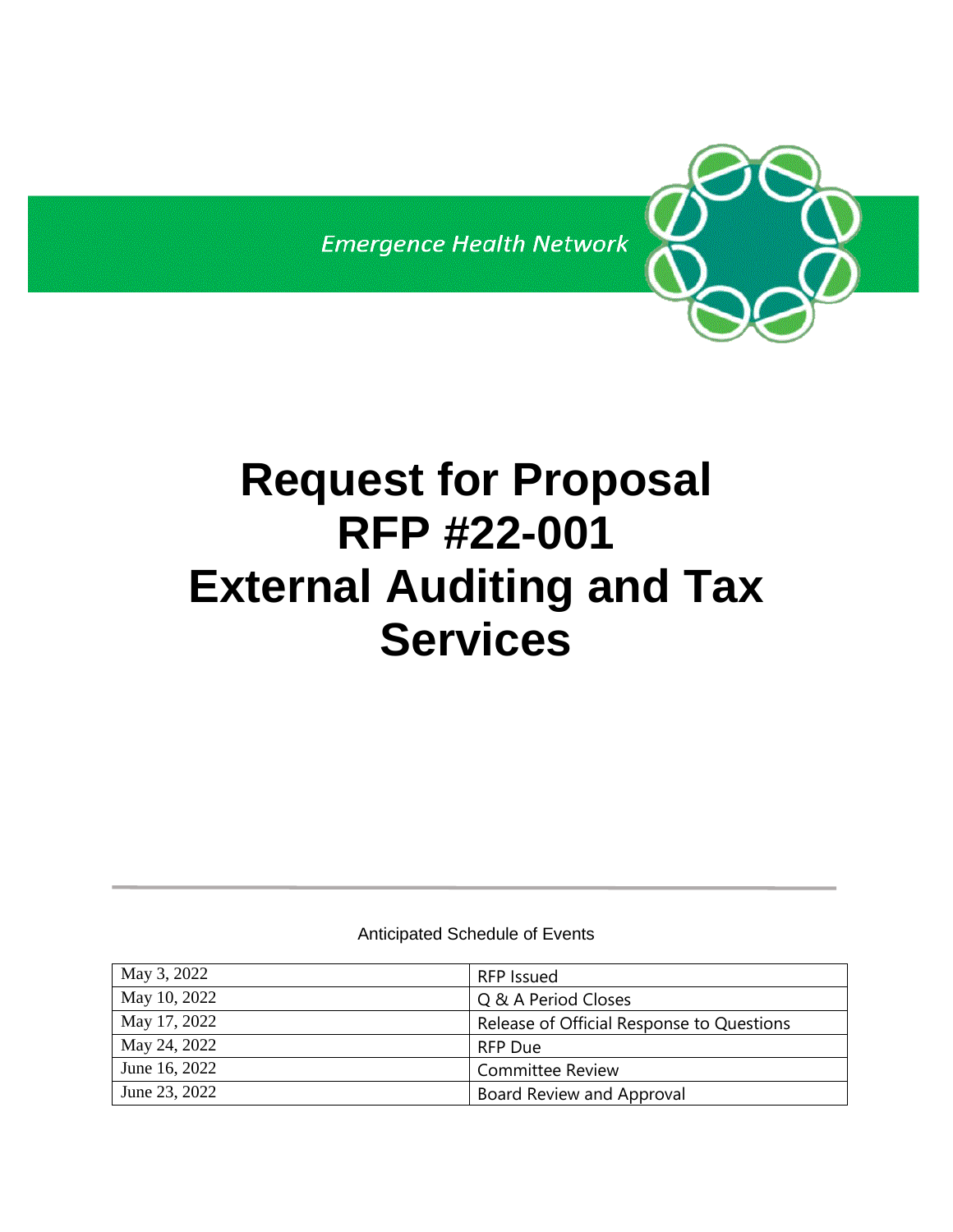Emergence Health Network

# Request for Proposal
# RFP #22-001
# External Auditing and Tax Services

Anticipated Schedule of Events

| | |
|---|---|
| May 3, 2022 | RFP Issued |
| May 10, 2022 | Q & A Period Closes |
| May 17, 2022 | Release of Official Response to Questions |
| May 24, 2022 | RFP Due |
| June 16, 2022 | Committee Review |
| June 23, 2022 | Board Review and Approval |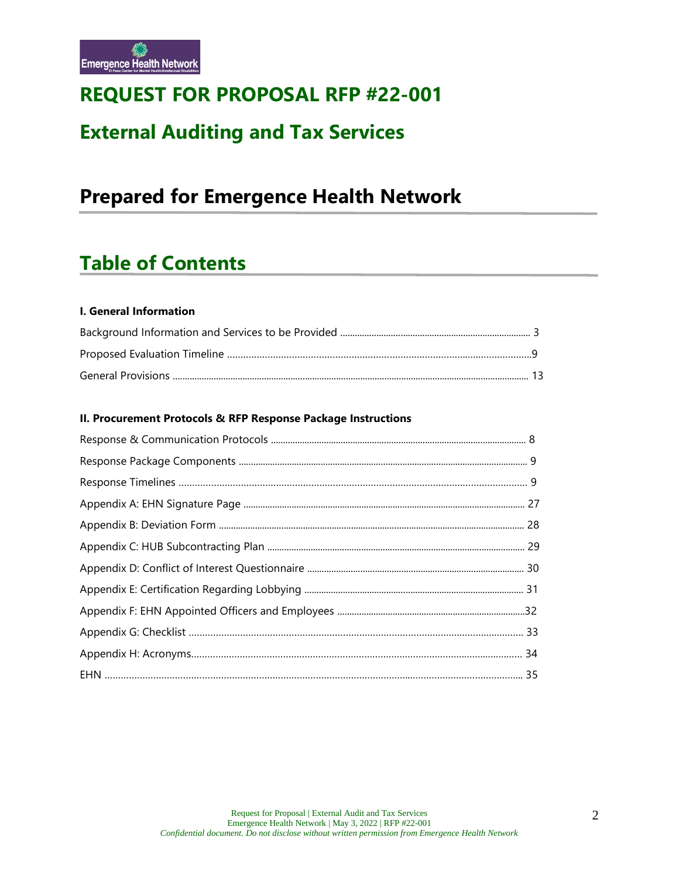# REQUEST FOR PROPOSAL RFP #22-001

## External Auditing and Tax Services

# Prepared for Emergence Health Network

# Table of Contents

**I. General Information**

Background Information and Services to be Provided ........ 3

Proposed Evaluation Timeline ........ 9

General Provisions ........ 13

**II. Procurement Protocols & RFP Response Package Instructions**

Response & Communication Protocols ........ 8

Response Package Components ........ 9

Response Timelines ........ 9

Appendix A: EHN Signature Page ........ 27

Appendix B: Deviation Form ........ 28

Appendix C: HUB Subcontracting Plan ........ 29

Appendix D: Conflict of Interest Questionnaire ........ 30

Appendix E: Certification Regarding Lobbying ........ 31

Appendix F: EHN Appointed Officers and Employees ........ 32

Appendix G: Checklist ........ 33

Appendix H: Acronyms ........ 34

EHN ........ 35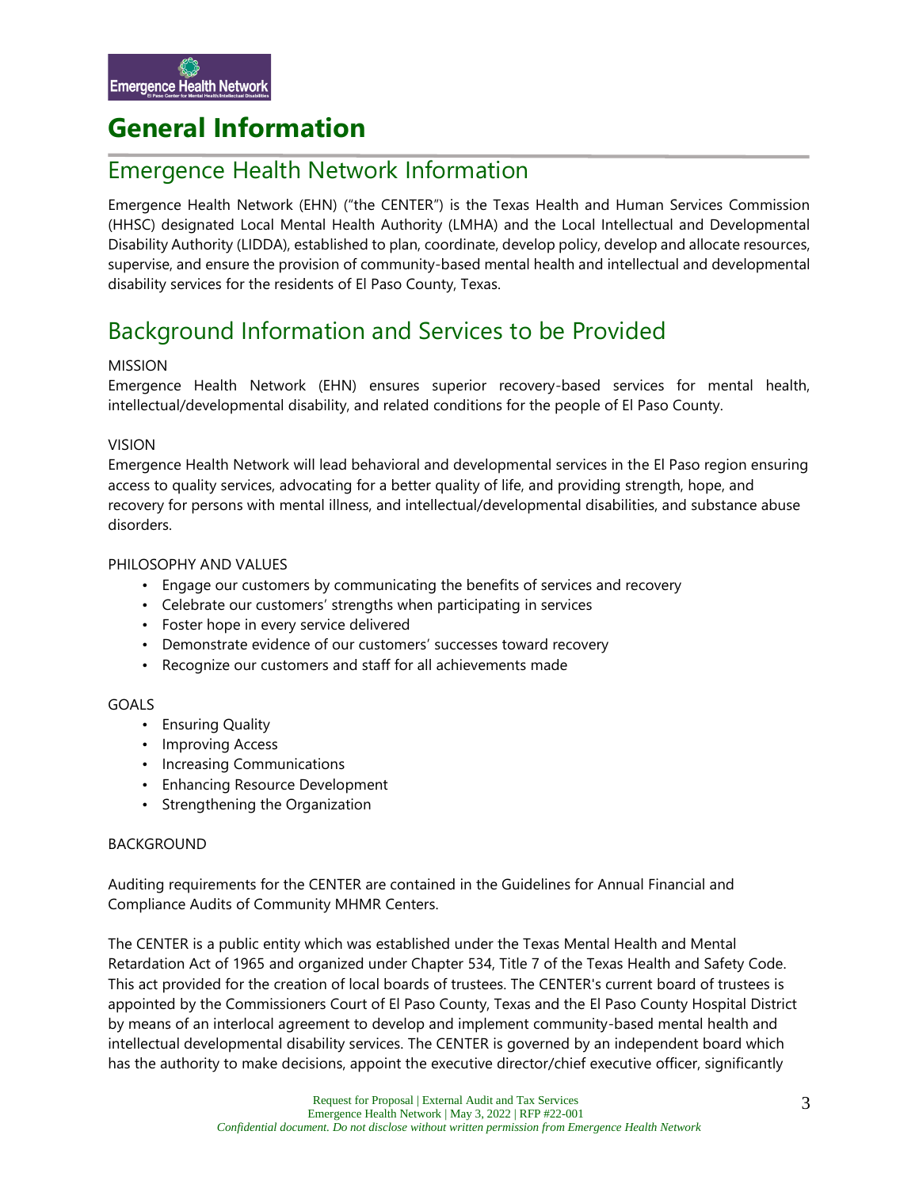# General Information

## Emergence Health Network Information

Emergence Health Network (EHN) ("the CENTER") is the Texas Health and Human Services Commission (HHSC) designated Local Mental Health Authority (LMHA) and the Local Intellectual and Developmental Disability Authority (LIDDA), established to plan, coordinate, develop policy, develop and allocate resources, supervise, and ensure the provision of community-based mental health and intellectual and developmental disability services for the residents of El Paso County, Texas.

## Background Information and Services to be Provided

MISSION

Emergence Health Network (EHN) ensures superior recovery-based services for mental health, intellectual/developmental disability, and related conditions for the people of El Paso County.

VISION

Emergence Health Network will lead behavioral and developmental services in the El Paso region ensuring access to quality services, advocating for a better quality of life, and providing strength, hope, and recovery for persons with mental illness, and intellectual/developmental disabilities, and substance abuse disorders.

PHILOSOPHY AND VALUES

- Engage our customers by communicating the benefits of services and recovery
- Celebrate our customers' strengths when participating in services
- Foster hope in every service delivered
- Demonstrate evidence of our customers' successes toward recovery
- Recognize our customers and staff for all achievements made

GOALS

- Ensuring Quality
- Improving Access
- Increasing Communications
- Enhancing Resource Development
- Strengthening the Organization

BACKGROUND

Auditing requirements for the CENTER are contained in the Guidelines for Annual Financial and Compliance Audits of Community MHMR Centers.

The CENTER is a public entity which was established under the Texas Mental Health and Mental Retardation Act of 1965 and organized under Chapter 534, Title 7 of the Texas Health and Safety Code. This act provided for the creation of local boards of trustees. The CENTER's current board of trustees is appointed by the Commissioners Court of El Paso County, Texas and the El Paso County Hospital District by means of an interlocal agreement to develop and implement community-based mental health and intellectual developmental disability services. The CENTER is governed by an independent board which has the authority to make decisions, appoint the executive director/chief executive officer, significantly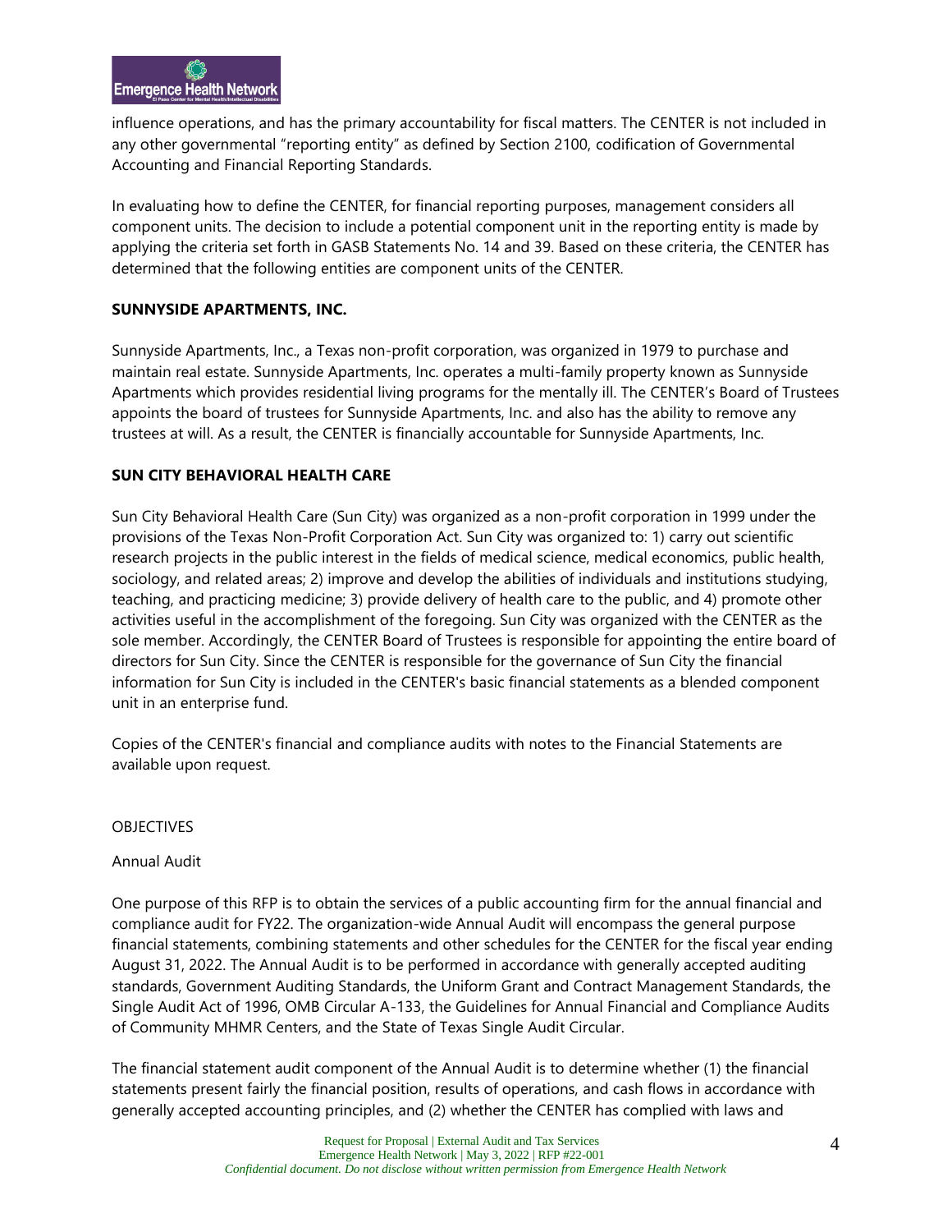influence operations, and has the primary accountability for fiscal matters. The CENTER is not included in any other governmental "reporting entity" as defined by Section 2100, codification of Governmental Accounting and Financial Reporting Standards.

In evaluating how to define the CENTER, for financial reporting purposes, management considers all component units. The decision to include a potential component unit in the reporting entity is made by applying the criteria set forth in GASB Statements No. 14 and 39. Based on these criteria, the CENTER has determined that the following entities are component units of the CENTER.

**SUNNYSIDE APARTMENTS, INC.**

Sunnyside Apartments, Inc., a Texas non-profit corporation, was organized in 1979 to purchase and maintain real estate. Sunnyside Apartments, Inc. operates a multi-family property known as Sunnyside Apartments which provides residential living programs for the mentally ill. The CENTER's Board of Trustees appoints the board of trustees for Sunnyside Apartments, Inc. and also has the ability to remove any trustees at will. As a result, the CENTER is financially accountable for Sunnyside Apartments, Inc.

**SUN CITY BEHAVIORAL HEALTH CARE**

Sun City Behavioral Health Care (Sun City) was organized as a non-profit corporation in 1999 under the provisions of the Texas Non-Profit Corporation Act. Sun City was organized to: 1) carry out scientific research projects in the public interest in the fields of medical science, medical economics, public health, sociology, and related areas; 2) improve and develop the abilities of individuals and institutions studying, teaching, and practicing medicine; 3) provide delivery of health care to the public, and 4) promote other activities useful in the accomplishment of the foregoing. Sun City was organized with the CENTER as the sole member. Accordingly, the CENTER Board of Trustees is responsible for appointing the entire board of directors for Sun City. Since the CENTER is responsible for the governance of Sun City the financial information for Sun City is included in the CENTER's basic financial statements as a blended component unit in an enterprise fund.

Copies of the CENTER's financial and compliance audits with notes to the Financial Statements are available upon request.

OBJECTIVES

Annual Audit

One purpose of this RFP is to obtain the services of a public accounting firm for the annual financial and compliance audit for FY22. The organization-wide Annual Audit will encompass the general purpose financial statements, combining statements and other schedules for the CENTER for the fiscal year ending August 31, 2022. The Annual Audit is to be performed in accordance with generally accepted auditing standards, Government Auditing Standards, the Uniform Grant and Contract Management Standards, the Single Audit Act of 1996, OMB Circular A-133, the Guidelines for Annual Financial and Compliance Audits of Community MHMR Centers, and the State of Texas Single Audit Circular.

The financial statement audit component of the Annual Audit is to determine whether (1) the financial statements present fairly the financial position, results of operations, and cash flows in accordance with generally accepted accounting principles, and (2) whether the CENTER has complied with laws and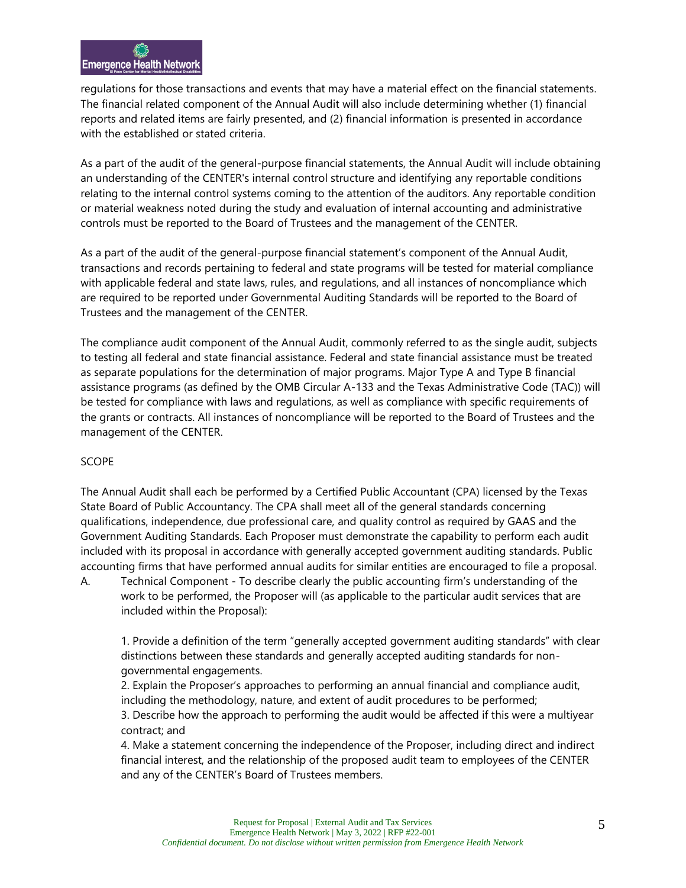regulations for those transactions and events that may have a material effect on the financial statements. The financial related component of the Annual Audit will also include determining whether (1) financial reports and related items are fairly presented, and (2) financial information is presented in accordance with the established or stated criteria.

As a part of the audit of the general-purpose financial statements, the Annual Audit will include obtaining an understanding of the CENTER's internal control structure and identifying any reportable conditions relating to the internal control systems coming to the attention of the auditors. Any reportable condition or material weakness noted during the study and evaluation of internal accounting and administrative controls must be reported to the Board of Trustees and the management of the CENTER.

As a part of the audit of the general-purpose financial statement's component of the Annual Audit, transactions and records pertaining to federal and state programs will be tested for material compliance with applicable federal and state laws, rules, and regulations, and all instances of noncompliance which are required to be reported under Governmental Auditing Standards will be reported to the Board of Trustees and the management of the CENTER.

The compliance audit component of the Annual Audit, commonly referred to as the single audit, subjects to testing all federal and state financial assistance. Federal and state financial assistance must be treated as separate populations for the determination of major programs. Major Type A and Type B financial assistance programs (as defined by the OMB Circular A-133 and the Texas Administrative Code (TAC)) will be tested for compliance with laws and regulations, as well as compliance with specific requirements of the grants or contracts. All instances of noncompliance will be reported to the Board of Trustees and the management of the CENTER.

SCOPE

The Annual Audit shall each be performed by a Certified Public Accountant (CPA) licensed by the Texas State Board of Public Accountancy. The CPA shall meet all of the general standards concerning qualifications, independence, due professional care, and quality control as required by GAAS and the Government Auditing Standards. Each Proposer must demonstrate the capability to perform each audit included with its proposal in accordance with generally accepted government auditing standards. Public accounting firms that have performed annual audits for similar entities are encouraged to file a proposal.

A. Technical Component - To describe clearly the public accounting firm's understanding of the work to be performed, the Proposer will (as applicable to the particular audit services that are included within the Proposal):

   1. Provide a definition of the term "generally accepted government auditing standards" with clear distinctions between these standards and generally accepted auditing standards for non-governmental engagements.
   2. Explain the Proposer's approaches to performing an annual financial and compliance audit, including the methodology, nature, and extent of audit procedures to be performed;
   3. Describe how the approach to performing the audit would be affected if this were a multiyear contract; and
   4. Make a statement concerning the independence of the Proposer, including direct and indirect financial interest, and the relationship of the proposed audit team to employees of the CENTER and any of the CENTER's Board of Trustees members.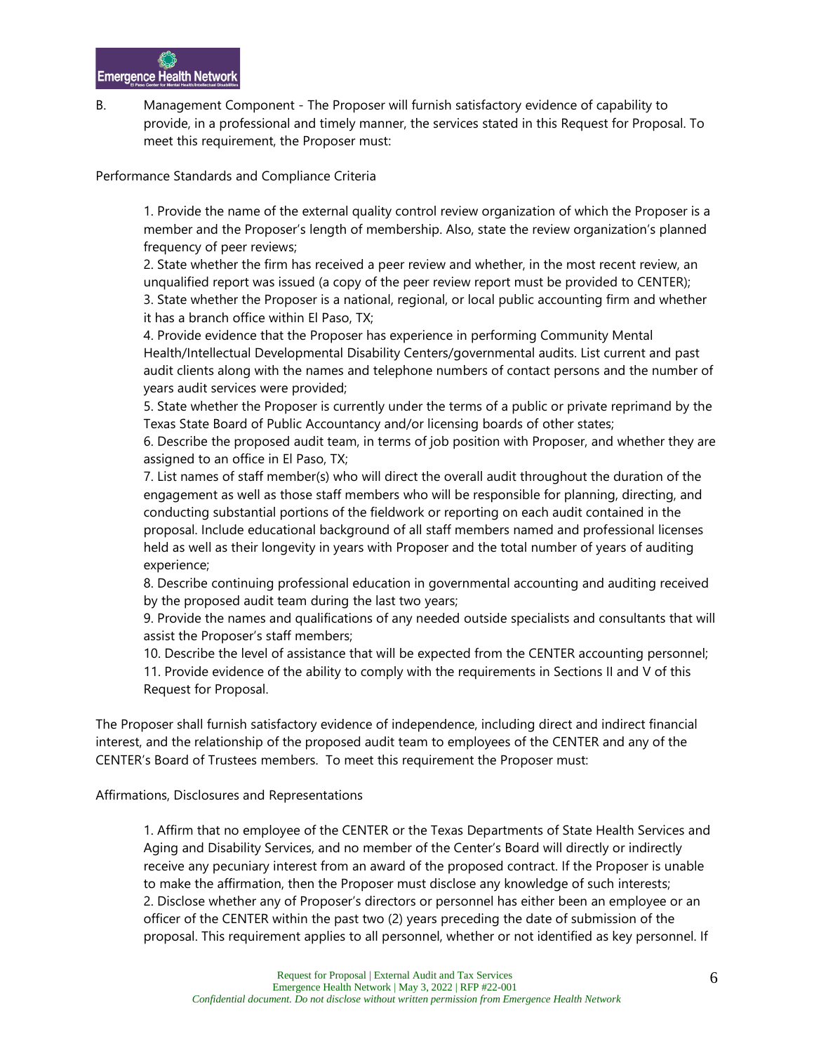B. Management Component - The Proposer will furnish satisfactory evidence of capability to provide, in a professional and timely manner, the services stated in this Request for Proposal. To meet this requirement, the Proposer must:

Performance Standards and Compliance Criteria

1. Provide the name of the external quality control review organization of which the Proposer is a member and the Proposer's length of membership. Also, state the review organization's planned frequency of peer reviews;
2. State whether the firm has received a peer review and whether, in the most recent review, an unqualified report was issued (a copy of the peer review report must be provided to CENTER);
3. State whether the Proposer is a national, regional, or local public accounting firm and whether it has a branch office within El Paso, TX;
4. Provide evidence that the Proposer has experience in performing Community Mental Health/Intellectual Developmental Disability Centers/governmental audits. List current and past audit clients along with the names and telephone numbers of contact persons and the number of years audit services were provided;
5. State whether the Proposer is currently under the terms of a public or private reprimand by the Texas State Board of Public Accountancy and/or licensing boards of other states;
6. Describe the proposed audit team, in terms of job position with Proposer, and whether they are assigned to an office in El Paso, TX;
7. List names of staff member(s) who will direct the overall audit throughout the duration of the engagement as well as those staff members who will be responsible for planning, directing, and conducting substantial portions of the fieldwork or reporting on each audit contained in the proposal. Include educational background of all staff members named and professional licenses held as well as their longevity in years with Proposer and the total number of years of auditing experience;
8. Describe continuing professional education in governmental accounting and auditing received by the proposed audit team during the last two years;
9. Provide the names and qualifications of any needed outside specialists and consultants that will assist the Proposer's staff members;
10. Describe the level of assistance that will be expected from the CENTER accounting personnel;
11. Provide evidence of the ability to comply with the requirements in Sections II and V of this Request for Proposal.

The Proposer shall furnish satisfactory evidence of independence, including direct and indirect financial interest, and the relationship of the proposed audit team to employees of the CENTER and any of the CENTER's Board of Trustees members. To meet this requirement the Proposer must:

Affirmations, Disclosures and Representations

1. Affirm that no employee of the CENTER or the Texas Departments of State Health Services and Aging and Disability Services, and no member of the Center's Board will directly or indirectly receive any pecuniary interest from an award of the proposed contract. If the Proposer is unable to make the affirmation, then the Proposer must disclose any knowledge of such interests;
2. Disclose whether any of Proposer's directors or personnel has either been an employee or an officer of the CENTER within the past two (2) years preceding the date of submission of the proposal. This requirement applies to all personnel, whether or not identified as key personnel. If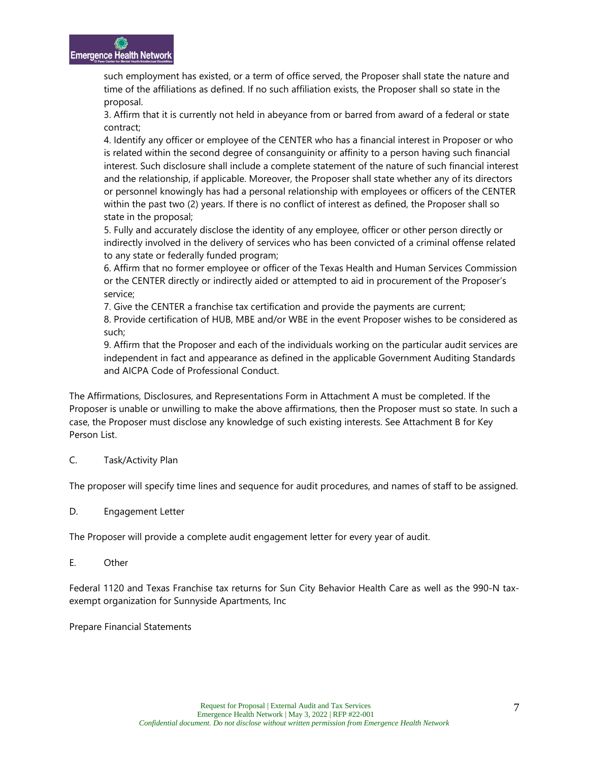such employment has existed, or a term of office served, the Proposer shall state the nature and time of the affiliations as defined. If no such affiliation exists, the Proposer shall so state in the proposal.

3. Affirm that it is currently not held in abeyance from or barred from award of a federal or state contract;

4. Identify any officer or employee of the CENTER who has a financial interest in Proposer or who is related within the second degree of consanguinity or affinity to a person having such financial interest. Such disclosure shall include a complete statement of the nature of such financial interest and the relationship, if applicable. Moreover, the Proposer shall state whether any of its directors or personnel knowingly has had a personal relationship with employees or officers of the CENTER within the past two (2) years. If there is no conflict of interest as defined, the Proposer shall so state in the proposal;

5. Fully and accurately disclose the identity of any employee, officer or other person directly or indirectly involved in the delivery of services who has been convicted of a criminal offense related to any state or federally funded program;

6. Affirm that no former employee or officer of the Texas Health and Human Services Commission or the CENTER directly or indirectly aided or attempted to aid in procurement of the Proposer's service;

7. Give the CENTER a franchise tax certification and provide the payments are current;

8. Provide certification of HUB, MBE and/or WBE in the event Proposer wishes to be considered as such;

9. Affirm that the Proposer and each of the individuals working on the particular audit services are independent in fact and appearance as defined in the applicable Government Auditing Standards and AICPA Code of Professional Conduct.

The Affirmations, Disclosures, and Representations Form in Attachment A must be completed. If the Proposer is unable or unwilling to make the above affirmations, then the Proposer must so state. In such a case, the Proposer must disclose any knowledge of such existing interests. See Attachment B for Key Person List.

C. Task/Activity Plan

The proposer will specify time lines and sequence for audit procedures, and names of staff to be assigned.

D. Engagement Letter

The Proposer will provide a complete audit engagement letter for every year of audit.

E. Other

Federal 1120 and Texas Franchise tax returns for Sun City Behavior Health Care as well as the 990-N tax-exempt organization for Sunnyside Apartments, Inc

Prepare Financial Statements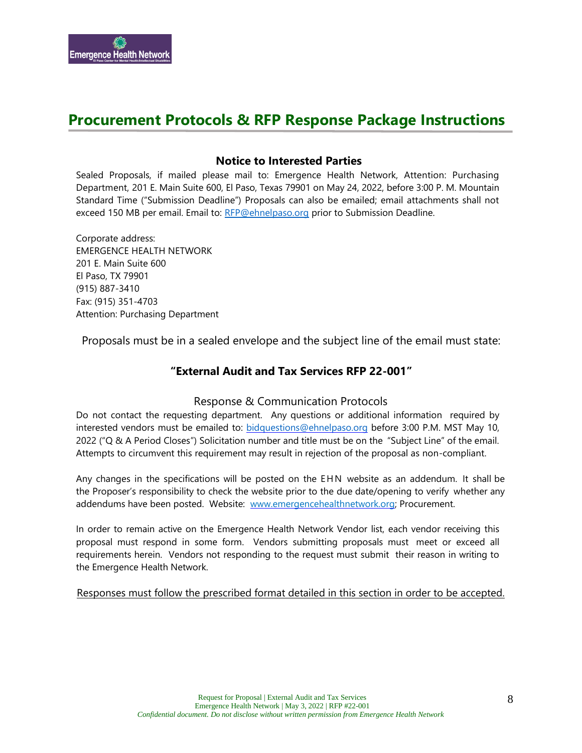## Procurement Protocols & RFP Response Package Instructions

### Notice to Interested Parties

Sealed Proposals, if mailed please mail to: Emergence Health Network, Attention: Purchasing Department, 201 E. Main Suite 600, El Paso, Texas 79901 on May 24, 2022, before 3:00 P. M. Mountain Standard Time ("Submission Deadline") Proposals can also be emailed; email attachments shall not exceed 150 MB per email. Email to: RFP@ehnelpaso.org prior to Submission Deadline.

Corporate address:
EMERGENCE HEALTH NETWORK
201 E. Main Suite 600
El Paso, TX 79901
(915) 887-3410
Fax: (915) 351-4703
Attention: Purchasing Department

Proposals must be in a sealed envelope and the subject line of the email must state:

**"External Audit and Tax Services RFP 22-001"**

Response & Communication Protocols

Do not contact the requesting department. Any questions or additional information required by interested vendors must be emailed to: bidquestions@ehnelpaso.org before 3:00 P.M. MST May 10, 2022 ("Q & A Period Closes") Solicitation number and title must be on the "Subject Line" of the email. Attempts to circumvent this requirement may result in rejection of the proposal as non-compliant.

Any changes in the specifications will be posted on the EHN website as an addendum. It shall be the Proposer's responsibility to check the website prior to the due date/opening to verify whether any addendums have been posted. Website: www.emergencehealthnetwork.org; Procurement.

In order to remain active on the Emergence Health Network Vendor list, each vendor receiving this proposal must respond in some form. Vendors submitting proposals must meet or exceed all requirements herein. Vendors not responding to the request must submit their reason in writing to the Emergence Health Network.

Responses must follow the prescribed format detailed in this section in order to be accepted.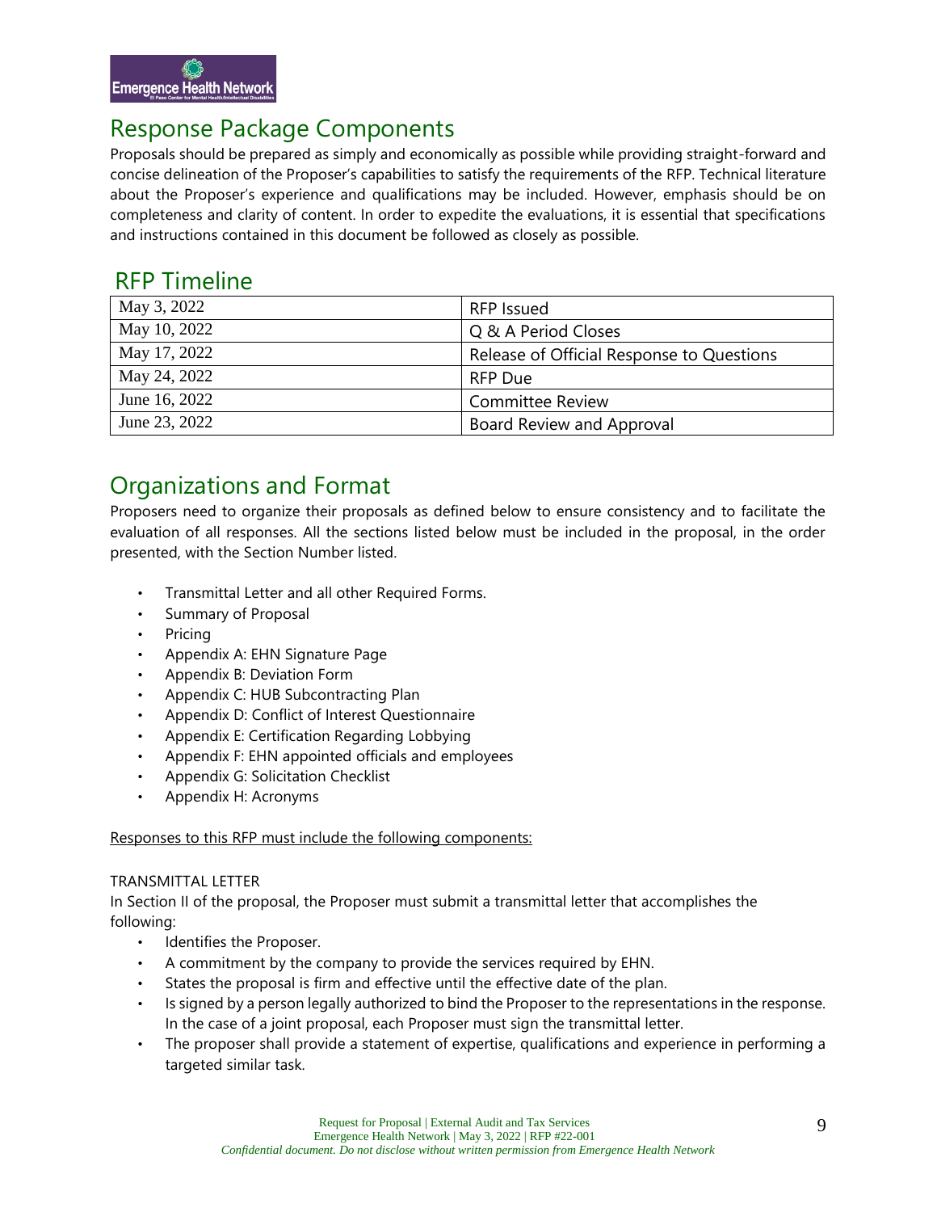## Response Package Components

Proposals should be prepared as simply and economically as possible while providing straight-forward and concise delineation of the Proposer's capabilities to satisfy the requirements of the RFP. Technical literature about the Proposer's experience and qualifications may be included. However, emphasis should be on completeness and clarity of content. In order to expedite the evaluations, it is essential that specifications and instructions contained in this document be followed as closely as possible.

## RFP Timeline

| | |
|---|---|
| May 3, 2022 | RFP Issued |
| May 10, 2022 | Q & A Period Closes |
| May 17, 2022 | Release of Official Response to Questions |
| May 24, 2022 | RFP Due |
| June 16, 2022 | Committee Review |
| June 23, 2022 | Board Review and Approval |

## Organizations and Format

Proposers need to organize their proposals as defined below to ensure consistency and to facilitate the evaluation of all responses. All the sections listed below must be included in the proposal, in the order presented, with the Section Number listed.

- Transmittal Letter and all other Required Forms.
- Summary of Proposal
- Pricing
- Appendix A: EHN Signature Page
- Appendix B: Deviation Form
- Appendix C: HUB Subcontracting Plan
- Appendix D: Conflict of Interest Questionnaire
- Appendix E: Certification Regarding Lobbying
- Appendix F: EHN appointed officials and employees
- Appendix G: Solicitation Checklist
- Appendix H: Acronyms

Responses to this RFP must include the following components:

TRANSMITTAL LETTER

In Section II of the proposal, the Proposer must submit a transmittal letter that accomplishes the following:

- Identifies the Proposer.
- A commitment by the company to provide the services required by EHN.
- States the proposal is firm and effective until the effective date of the plan.
- Is signed by a person legally authorized to bind the Proposer to the representations in the response. In the case of a joint proposal, each Proposer must sign the transmittal letter.
- The proposer shall provide a statement of expertise, qualifications and experience in performing a targeted similar task.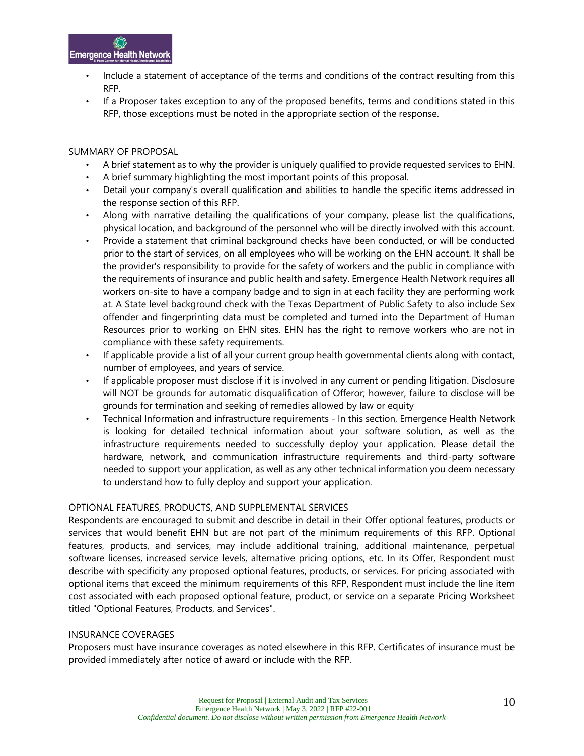- Include a statement of acceptance of the terms and conditions of the contract resulting from this RFP.
- If a Proposer takes exception to any of the proposed benefits, terms and conditions stated in this RFP, those exceptions must be noted in the appropriate section of the response.

SUMMARY OF PROPOSAL

- A brief statement as to why the provider is uniquely qualified to provide requested services to EHN.
- A brief summary highlighting the most important points of this proposal.
- Detail your company's overall qualification and abilities to handle the specific items addressed in the response section of this RFP.
- Along with narrative detailing the qualifications of your company, please list the qualifications, physical location, and background of the personnel who will be directly involved with this account.
- Provide a statement that criminal background checks have been conducted, or will be conducted prior to the start of services, on all employees who will be working on the EHN account. It shall be the provider's responsibility to provide for the safety of workers and the public in compliance with the requirements of insurance and public health and safety. Emergence Health Network requires all workers on-site to have a company badge and to sign in at each facility they are performing work at. A State level background check with the Texas Department of Public Safety to also include Sex offender and fingerprinting data must be completed and turned into the Department of Human Resources prior to working on EHN sites. EHN has the right to remove workers who are not in compliance with these safety requirements.
- If applicable provide a list of all your current group health governmental clients along with contact, number of employees, and years of service.
- If applicable proposer must disclose if it is involved in any current or pending litigation. Disclosure will NOT be grounds for automatic disqualification of Offeror; however, failure to disclose will be grounds for termination and seeking of remedies allowed by law or equity
- Technical Information and infrastructure requirements - In this section, Emergence Health Network is looking for detailed technical information about your software solution, as well as the infrastructure requirements needed to successfully deploy your application. Please detail the hardware, network, and communication infrastructure requirements and third-party software needed to support your application, as well as any other technical information you deem necessary to understand how to fully deploy and support your application.

OPTIONAL FEATURES, PRODUCTS, AND SUPPLEMENTAL SERVICES

Respondents are encouraged to submit and describe in detail in their Offer optional features, products or services that would benefit EHN but are not part of the minimum requirements of this RFP. Optional features, products, and services, may include additional training, additional maintenance, perpetual software licenses, increased service levels, alternative pricing options, etc. In its Offer, Respondent must describe with specificity any proposed optional features, products, or services. For pricing associated with optional items that exceed the minimum requirements of this RFP, Respondent must include the line item cost associated with each proposed optional feature, product, or service on a separate Pricing Worksheet titled "Optional Features, Products, and Services".

INSURANCE COVERAGES

Proposers must have insurance coverages as noted elsewhere in this RFP. Certificates of insurance must be provided immediately after notice of award or include with the RFP.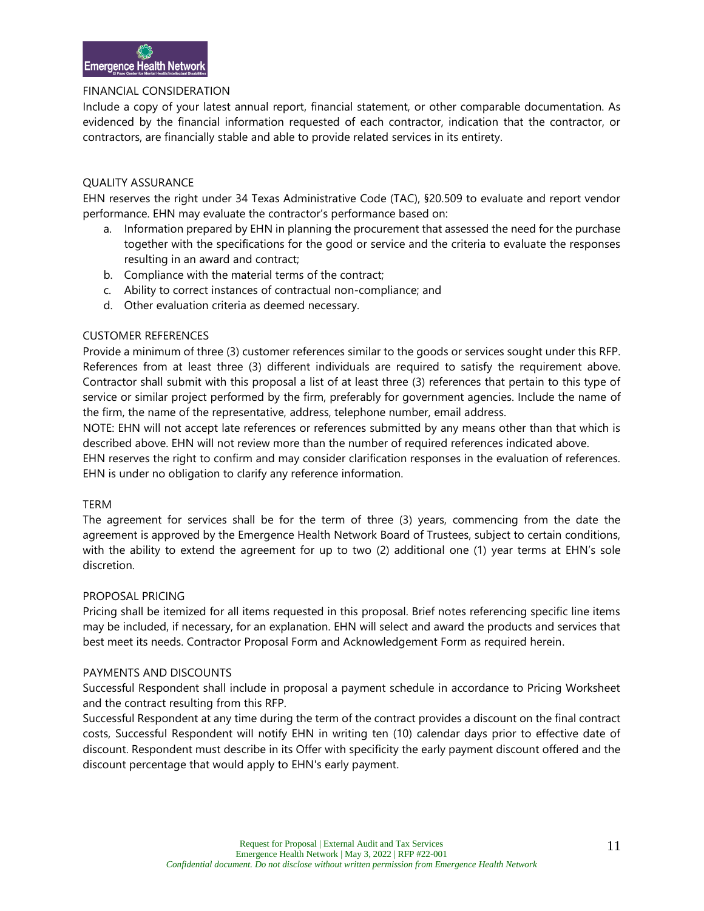## FINANCIAL CONSIDERATION

Include a copy of your latest annual report, financial statement, or other comparable documentation. As evidenced by the financial information requested of each contractor, indication that the contractor, or contractors, are financially stable and able to provide related services in its entirety.

## QUALITY ASSURANCE

EHN reserves the right under 34 Texas Administrative Code (TAC), §20.509 to evaluate and report vendor performance. EHN may evaluate the contractor's performance based on:

a. Information prepared by EHN in planning the procurement that assessed the need for the purchase together with the specifications for the good or service and the criteria to evaluate the responses resulting in an award and contract;
b. Compliance with the material terms of the contract;
c. Ability to correct instances of contractual non-compliance; and
d. Other evaluation criteria as deemed necessary.

## CUSTOMER REFERENCES

Provide a minimum of three (3) customer references similar to the goods or services sought under this RFP. References from at least three (3) different individuals are required to satisfy the requirement above. Contractor shall submit with this proposal a list of at least three (3) references that pertain to this type of service or similar project performed by the firm, preferably for government agencies. Include the name of the firm, the name of the representative, address, telephone number, email address.

NOTE: EHN will not accept late references or references submitted by any means other than that which is described above. EHN will not review more than the number of required references indicated above.

EHN reserves the right to confirm and may consider clarification responses in the evaluation of references. EHN is under no obligation to clarify any reference information.

## TERM

The agreement for services shall be for the term of three (3) years, commencing from the date the agreement is approved by the Emergence Health Network Board of Trustees, subject to certain conditions, with the ability to extend the agreement for up to two (2) additional one (1) year terms at EHN's sole discretion.

## PROPOSAL PRICING

Pricing shall be itemized for all items requested in this proposal. Brief notes referencing specific line items may be included, if necessary, for an explanation. EHN will select and award the products and services that best meet its needs. Contractor Proposal Form and Acknowledgement Form as required herein.

## PAYMENTS AND DISCOUNTS

Successful Respondent shall include in proposal a payment schedule in accordance to Pricing Worksheet and the contract resulting from this RFP.

Successful Respondent at any time during the term of the contract provides a discount on the final contract costs, Successful Respondent will notify EHN in writing ten (10) calendar days prior to effective date of discount. Respondent must describe in its Offer with specificity the early payment discount offered and the discount percentage that would apply to EHN's early payment.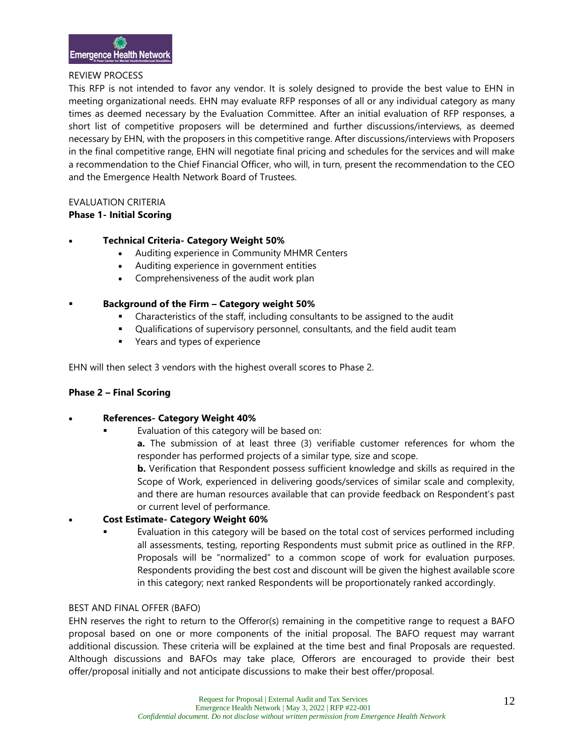REVIEW PROCESS

This RFP is not intended to favor any vendor. It is solely designed to provide the best value to EHN in meeting organizational needs. EHN may evaluate RFP responses of all or any individual category as many times as deemed necessary by the Evaluation Committee. After an initial evaluation of RFP responses, a short list of competitive proposers will be determined and further discussions/interviews, as deemed necessary by EHN, with the proposers in this competitive range. After discussions/interviews with Proposers in the final competitive range, EHN will negotiate final pricing and schedules for the services and will make a recommendation to the Chief Financial Officer, who will, in turn, present the recommendation to the CEO and the Emergence Health Network Board of Trustees.

EVALUATION CRITERIA

**Phase 1- Initial Scoring**

- **Technical Criteria- Category Weight 50%**
  - Auditing experience in Community MHMR Centers
  - Auditing experience in government entities
  - Comprehensiveness of the audit work plan

- **Background of the Firm – Category weight 50%**
  - Characteristics of the staff, including consultants to be assigned to the audit
  - Qualifications of supervisory personnel, consultants, and the field audit team
  - Years and types of experience

EHN will then select 3 vendors with the highest overall scores to Phase 2.

**Phase 2 – Final Scoring**

- **References- Category Weight 40%**
  - Evaluation of this category will be based on:

    **a.** The submission of at least three (3) verifiable customer references for whom the responder has performed projects of a similar type, size and scope.

    **b.** Verification that Respondent possess sufficient knowledge and skills as required in the Scope of Work, experienced in delivering goods/services of similar scale and complexity, and there are human resources available that can provide feedback on Respondent's past or current level of performance.

- **Cost Estimate- Category Weight 60%**
  - Evaluation in this category will be based on the total cost of services performed including all assessments, testing, reporting Respondents must submit price as outlined in the RFP. Proposals will be "normalized" to a common scope of work for evaluation purposes. Respondents providing the best cost and discount will be given the highest available score in this category; next ranked Respondents will be proportionately ranked accordingly.

BEST AND FINAL OFFER (BAFO)

EHN reserves the right to return to the Offeror(s) remaining in the competitive range to request a BAFO proposal based on one or more components of the initial proposal. The BAFO request may warrant additional discussion. These criteria will be explained at the time best and final Proposals are requested. Although discussions and BAFOs may take place, Offerors are encouraged to provide their best offer/proposal initially and not anticipate discussions to make their best offer/proposal.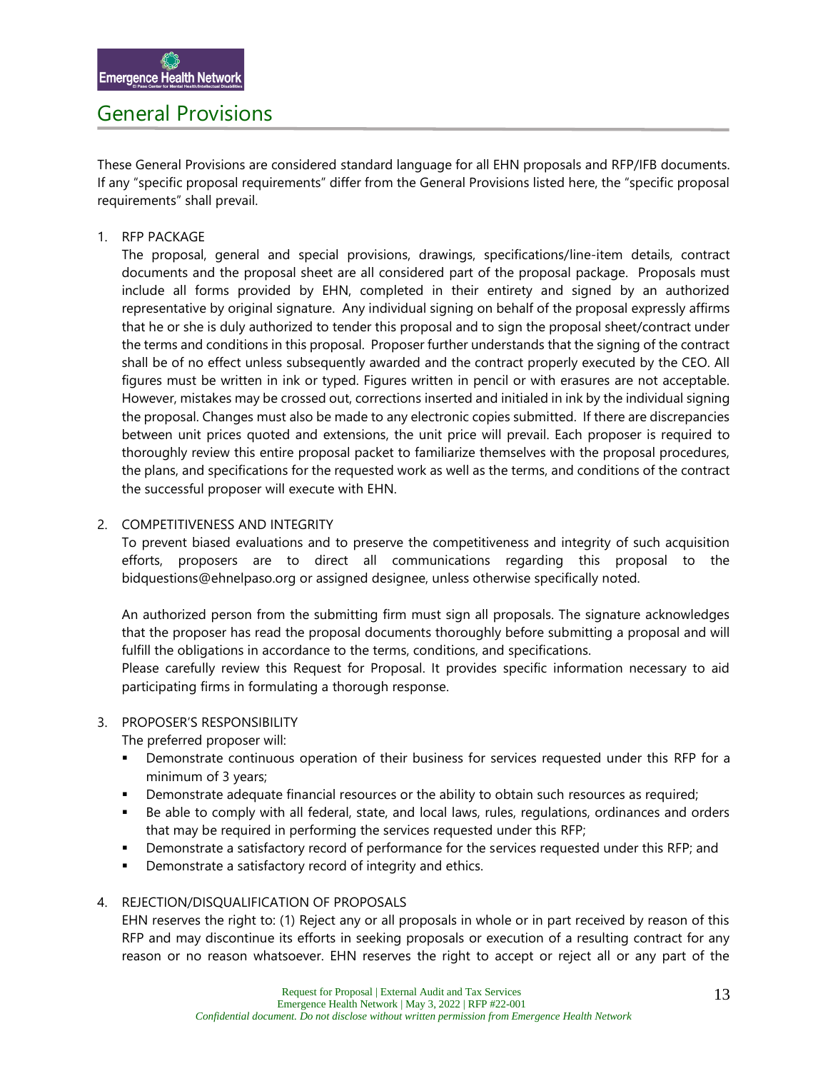# General Provisions

These General Provisions are considered standard language for all EHN proposals and RFP/IFB documents. If any "specific proposal requirements" differ from the General Provisions listed here, the "specific proposal requirements" shall prevail.

1. RFP PACKAGE

   The proposal, general and special provisions, drawings, specifications/line-item details, contract documents and the proposal sheet are all considered part of the proposal package. Proposals must include all forms provided by EHN, completed in their entirety and signed by an authorized representative by original signature. Any individual signing on behalf of the proposal expressly affirms that he or she is duly authorized to tender this proposal and to sign the proposal sheet/contract under the terms and conditions in this proposal. Proposer further understands that the signing of the contract shall be of no effect unless subsequently awarded and the contract properly executed by the CEO. All figures must be written in ink or typed. Figures written in pencil or with erasures are not acceptable. However, mistakes may be crossed out, corrections inserted and initialed in ink by the individual signing the proposal. Changes must also be made to any electronic copies submitted. If there are discrepancies between unit prices quoted and extensions, the unit price will prevail. Each proposer is required to thoroughly review this entire proposal packet to familiarize themselves with the proposal procedures, the plans, and specifications for the requested work as well as the terms, and conditions of the contract the successful proposer will execute with EHN.

2. COMPETITIVENESS AND INTEGRITY

   To prevent biased evaluations and to preserve the competitiveness and integrity of such acquisition efforts, proposers are to direct all communications regarding this proposal to the bidquestions@ehnelpaso.org or assigned designee, unless otherwise specifically noted.

   An authorized person from the submitting firm must sign all proposals. The signature acknowledges that the proposer has read the proposal documents thoroughly before submitting a proposal and will fulfill the obligations in accordance to the terms, conditions, and specifications.

   Please carefully review this Request for Proposal. It provides specific information necessary to aid participating firms in formulating a thorough response.

3. PROPOSER'S RESPONSIBILITY

   The preferred proposer will:

   - Demonstrate continuous operation of their business for services requested under this RFP for a minimum of 3 years;
   - Demonstrate adequate financial resources or the ability to obtain such resources as required;
   - Be able to comply with all federal, state, and local laws, rules, regulations, ordinances and orders that may be required in performing the services requested under this RFP;
   - Demonstrate a satisfactory record of performance for the services requested under this RFP; and
   - Demonstrate a satisfactory record of integrity and ethics.

4. REJECTION/DISQUALIFICATION OF PROPOSALS

   EHN reserves the right to: (1) Reject any or all proposals in whole or in part received by reason of this RFP and may discontinue its efforts in seeking proposals or execution of a resulting contract for any reason or no reason whatsoever. EHN reserves the right to accept or reject all or any part of the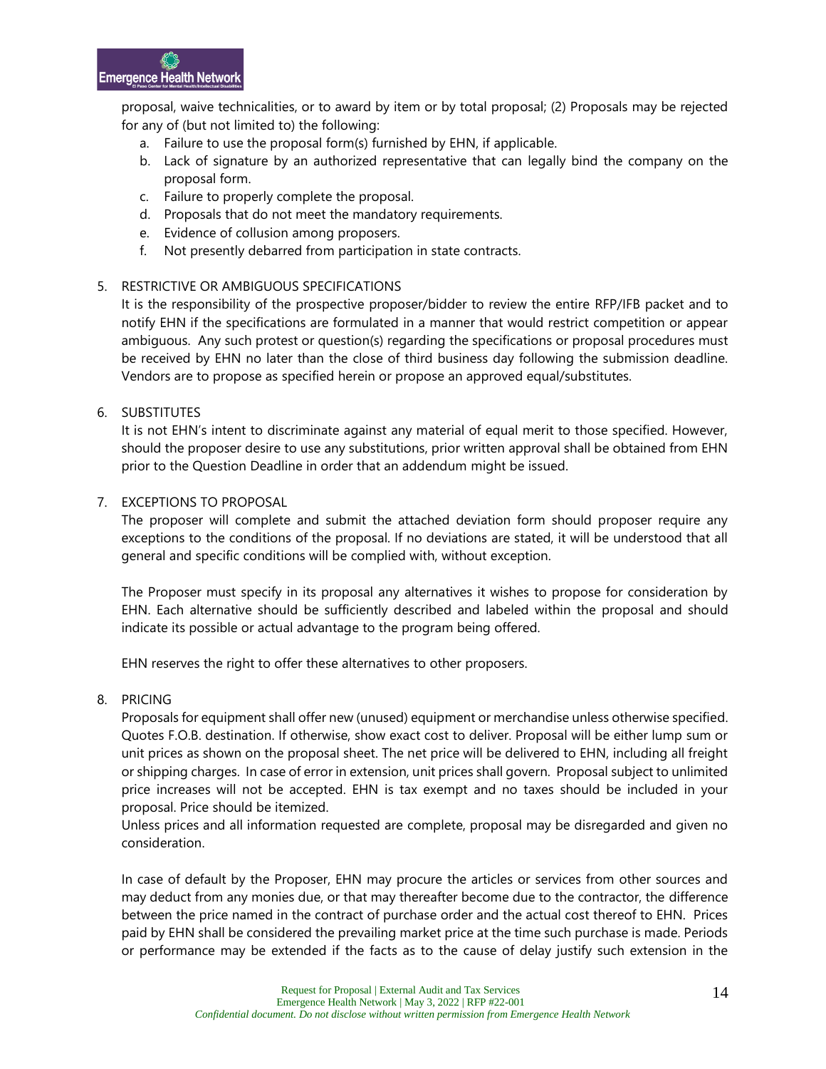proposal, waive technicalities, or to award by item or by total proposal; (2) Proposals may be rejected for any of (but not limited to) the following:

a. Failure to use the proposal form(s) furnished by EHN, if applicable.
b. Lack of signature by an authorized representative that can legally bind the company on the proposal form.
c. Failure to properly complete the proposal.
d. Proposals that do not meet the mandatory requirements.
e. Evidence of collusion among proposers.
f. Not presently debarred from participation in state contracts.

5. RESTRICTIVE OR AMBIGUOUS SPECIFICATIONS

It is the responsibility of the prospective proposer/bidder to review the entire RFP/IFB packet and to notify EHN if the specifications are formulated in a manner that would restrict competition or appear ambiguous. Any such protest or question(s) regarding the specifications or proposal procedures must be received by EHN no later than the close of third business day following the submission deadline. Vendors are to propose as specified herein or propose an approved equal/substitutes.

6. SUBSTITUTES

It is not EHN's intent to discriminate against any material of equal merit to those specified. However, should the proposer desire to use any substitutions, prior written approval shall be obtained from EHN prior to the Question Deadline in order that an addendum might be issued.

7. EXCEPTIONS TO PROPOSAL

The proposer will complete and submit the attached deviation form should proposer require any exceptions to the conditions of the proposal. If no deviations are stated, it will be understood that all general and specific conditions will be complied with, without exception.

The Proposer must specify in its proposal any alternatives it wishes to propose for consideration by EHN. Each alternative should be sufficiently described and labeled within the proposal and should indicate its possible or actual advantage to the program being offered.

EHN reserves the right to offer these alternatives to other proposers.

8. PRICING

Proposals for equipment shall offer new (unused) equipment or merchandise unless otherwise specified. Quotes F.O.B. destination. If otherwise, show exact cost to deliver. Proposal will be either lump sum or unit prices as shown on the proposal sheet. The net price will be delivered to EHN, including all freight or shipping charges. In case of error in extension, unit prices shall govern. Proposal subject to unlimited price increases will not be accepted. EHN is tax exempt and no taxes should be included in your proposal. Price should be itemized.

Unless prices and all information requested are complete, proposal may be disregarded and given no consideration.

In case of default by the Proposer, EHN may procure the articles or services from other sources and may deduct from any monies due, or that may thereafter become due to the contractor, the difference between the price named in the contract of purchase order and the actual cost thereof to EHN. Prices paid by EHN shall be considered the prevailing market price at the time such purchase is made. Periods or performance may be extended if the facts as to the cause of delay justify such extension in the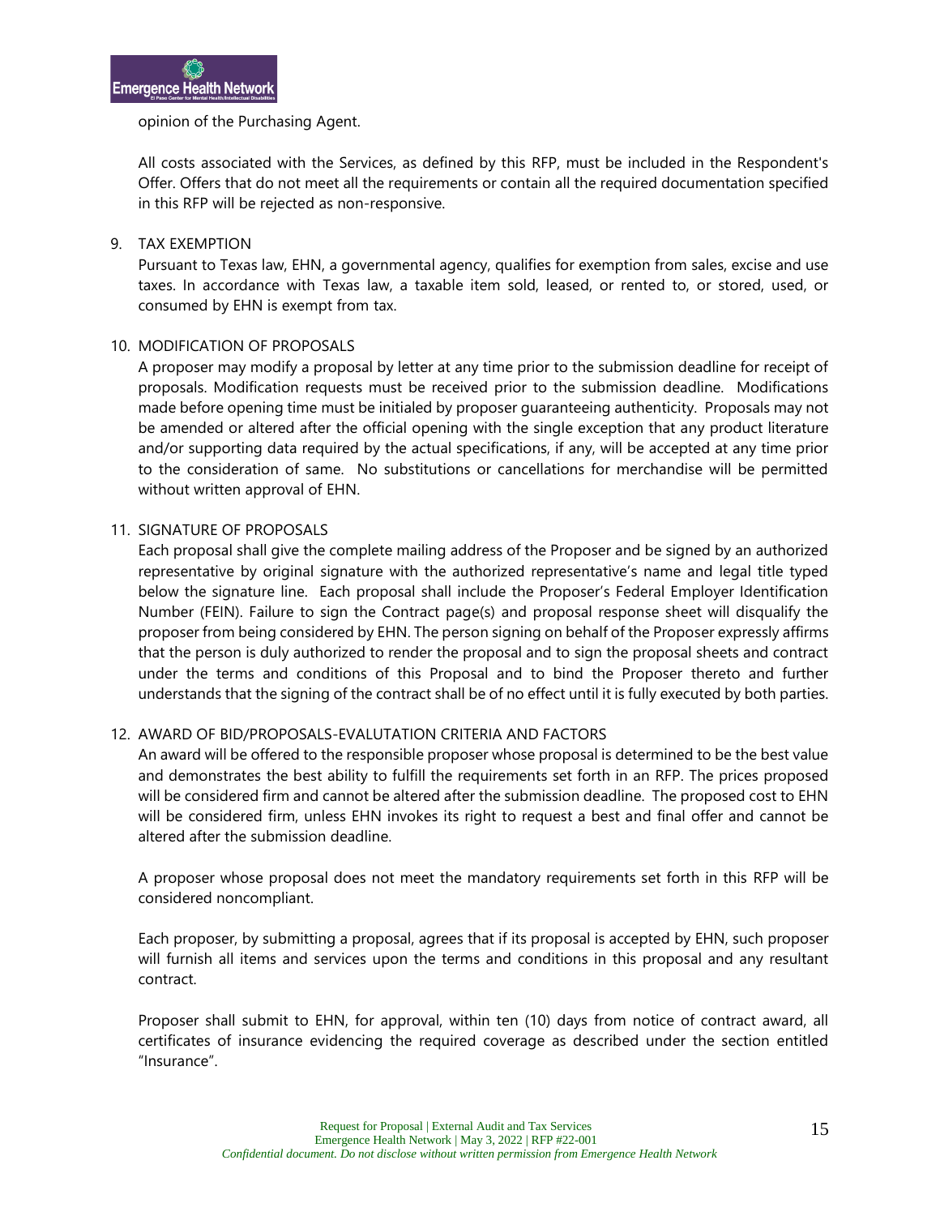opinion of the Purchasing Agent.

All costs associated with the Services, as defined by this RFP, must be included in the Respondent's Offer. Offers that do not meet all the requirements or contain all the required documentation specified in this RFP will be rejected as non-responsive.

9. TAX EXEMPTION

Pursuant to Texas law, EHN, a governmental agency, qualifies for exemption from sales, excise and use taxes. In accordance with Texas law, a taxable item sold, leased, or rented to, or stored, used, or consumed by EHN is exempt from tax.

10. MODIFICATION OF PROPOSALS

A proposer may modify a proposal by letter at any time prior to the submission deadline for receipt of proposals. Modification requests must be received prior to the submission deadline. Modifications made before opening time must be initialed by proposer guaranteeing authenticity. Proposals may not be amended or altered after the official opening with the single exception that any product literature and/or supporting data required by the actual specifications, if any, will be accepted at any time prior to the consideration of same. No substitutions or cancellations for merchandise will be permitted without written approval of EHN.

11. SIGNATURE OF PROPOSALS

Each proposal shall give the complete mailing address of the Proposer and be signed by an authorized representative by original signature with the authorized representative's name and legal title typed below the signature line. Each proposal shall include the Proposer's Federal Employer Identification Number (FEIN). Failure to sign the Contract page(s) and proposal response sheet will disqualify the proposer from being considered by EHN. The person signing on behalf of the Proposer expressly affirms that the person is duly authorized to render the proposal and to sign the proposal sheets and contract under the terms and conditions of this Proposal and to bind the Proposer thereto and further understands that the signing of the contract shall be of no effect until it is fully executed by both parties.

12. AWARD OF BID/PROPOSALS-EVALUTATION CRITERIA AND FACTORS

An award will be offered to the responsible proposer whose proposal is determined to be the best value and demonstrates the best ability to fulfill the requirements set forth in an RFP. The prices proposed will be considered firm and cannot be altered after the submission deadline. The proposed cost to EHN will be considered firm, unless EHN invokes its right to request a best and final offer and cannot be altered after the submission deadline.

A proposer whose proposal does not meet the mandatory requirements set forth in this RFP will be considered noncompliant.

Each proposer, by submitting a proposal, agrees that if its proposal is accepted by EHN, such proposer will furnish all items and services upon the terms and conditions in this proposal and any resultant contract.

Proposer shall submit to EHN, for approval, within ten (10) days from notice of contract award, all certificates of insurance evidencing the required coverage as described under the section entitled "Insurance".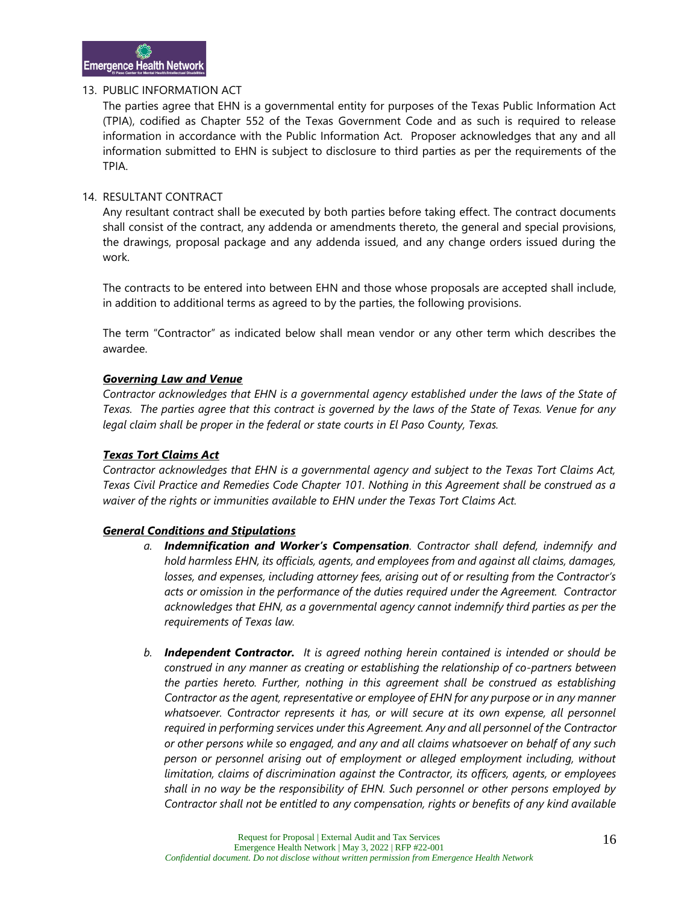13. PUBLIC INFORMATION ACT

The parties agree that EHN is a governmental entity for purposes of the Texas Public Information Act (TPIA), codified as Chapter 552 of the Texas Government Code and as such is required to release information in accordance with the Public Information Act. Proposer acknowledges that any and all information submitted to EHN is subject to disclosure to third parties as per the requirements of the TPIA.

14. RESULTANT CONTRACT

Any resultant contract shall be executed by both parties before taking effect. The contract documents shall consist of the contract, any addenda or amendments thereto, the general and special provisions, the drawings, proposal package and any addenda issued, and any change orders issued during the work.

The contracts to be entered into between EHN and those whose proposals are accepted shall include, in addition to additional terms as agreed to by the parties, the following provisions.

The term "Contractor" as indicated below shall mean vendor or any other term which describes the awardee.

***Governing Law and Venue***

*Contractor acknowledges that EHN is a governmental agency established under the laws of the State of Texas. The parties agree that this contract is governed by the laws of the State of Texas. Venue for any legal claim shall be proper in the federal or state courts in El Paso County, Texas.*

***Texas Tort Claims Act***

*Contractor acknowledges that EHN is a governmental agency and subject to the Texas Tort Claims Act, Texas Civil Practice and Remedies Code Chapter 101. Nothing in this Agreement shall be construed as a waiver of the rights or immunities available to EHN under the Texas Tort Claims Act.*

***General Conditions and Stipulations***

a. ***Indemnification and Worker's Compensation****. Contractor shall defend, indemnify and hold harmless EHN, its officials, agents, and employees from and against all claims, damages, losses, and expenses, including attorney fees, arising out of or resulting from the Contractor's acts or omission in the performance of the duties required under the Agreement. Contractor acknowledges that EHN, as a governmental agency cannot indemnify third parties as per the requirements of Texas law.*

b. ***Independent Contractor.*** *It is agreed nothing herein contained is intended or should be construed in any manner as creating or establishing the relationship of co-partners between the parties hereto. Further, nothing in this agreement shall be construed as establishing Contractor as the agent, representative or employee of EHN for any purpose or in any manner whatsoever. Contractor represents it has, or will secure at its own expense, all personnel required in performing services under this Agreement. Any and all personnel of the Contractor or other persons while so engaged, and any and all claims whatsoever on behalf of any such person or personnel arising out of employment or alleged employment including, without limitation, claims of discrimination against the Contractor, its officers, agents, or employees shall in no way be the responsibility of EHN. Such personnel or other persons employed by Contractor shall not be entitled to any compensation, rights or benefits of any kind available*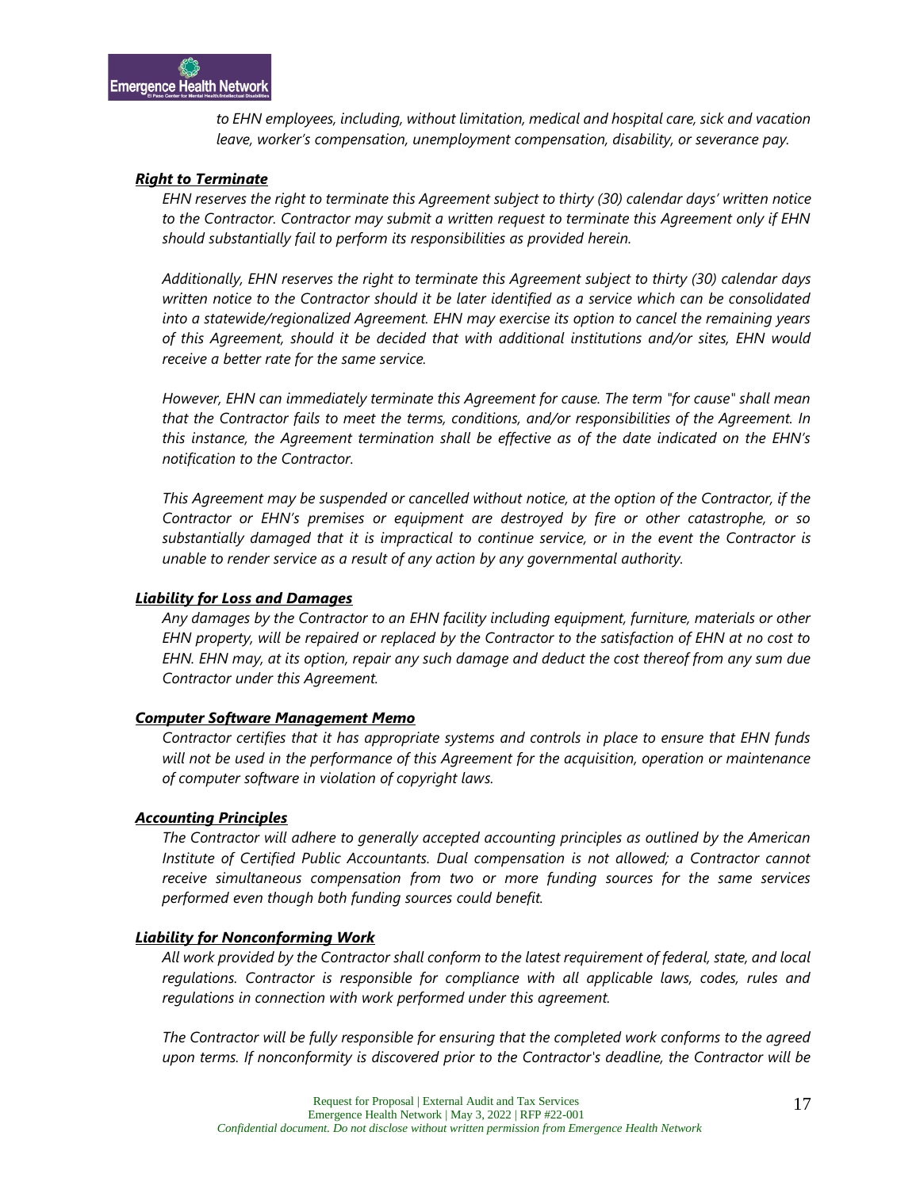*to EHN employees, including, without limitation, medical and hospital care, sick and vacation leave, worker's compensation, unemployment compensation, disability, or severance pay.*

***Right to Terminate***

*EHN reserves the right to terminate this Agreement subject to thirty (30) calendar days' written notice to the Contractor. Contractor may submit a written request to terminate this Agreement only if EHN should substantially fail to perform its responsibilities as provided herein.*

*Additionally, EHN reserves the right to terminate this Agreement subject to thirty (30) calendar days written notice to the Contractor should it be later identified as a service which can be consolidated into a statewide/regionalized Agreement. EHN may exercise its option to cancel the remaining years of this Agreement, should it be decided that with additional institutions and/or sites, EHN would receive a better rate for the same service.*

*However, EHN can immediately terminate this Agreement for cause. The term "for cause" shall mean that the Contractor fails to meet the terms, conditions, and/or responsibilities of the Agreement. In this instance, the Agreement termination shall be effective as of the date indicated on the EHN's notification to the Contractor.*

*This Agreement may be suspended or cancelled without notice, at the option of the Contractor, if the Contractor or EHN's premises or equipment are destroyed by fire or other catastrophe, or so substantially damaged that it is impractical to continue service, or in the event the Contractor is unable to render service as a result of any action by any governmental authority.*

***Liability for Loss and Damages***

*Any damages by the Contractor to an EHN facility including equipment, furniture, materials or other EHN property, will be repaired or replaced by the Contractor to the satisfaction of EHN at no cost to EHN. EHN may, at its option, repair any such damage and deduct the cost thereof from any sum due Contractor under this Agreement.*

***Computer Software Management Memo***

*Contractor certifies that it has appropriate systems and controls in place to ensure that EHN funds will not be used in the performance of this Agreement for the acquisition, operation or maintenance of computer software in violation of copyright laws.*

***Accounting Principles***

*The Contractor will adhere to generally accepted accounting principles as outlined by the American Institute of Certified Public Accountants. Dual compensation is not allowed; a Contractor cannot receive simultaneous compensation from two or more funding sources for the same services performed even though both funding sources could benefit.*

***Liability for Nonconforming Work***

*All work provided by the Contractor shall conform to the latest requirement of federal, state, and local regulations. Contractor is responsible for compliance with all applicable laws, codes, rules and regulations in connection with work performed under this agreement.*

*The Contractor will be fully responsible for ensuring that the completed work conforms to the agreed upon terms. If nonconformity is discovered prior to the Contractor's deadline, the Contractor will be*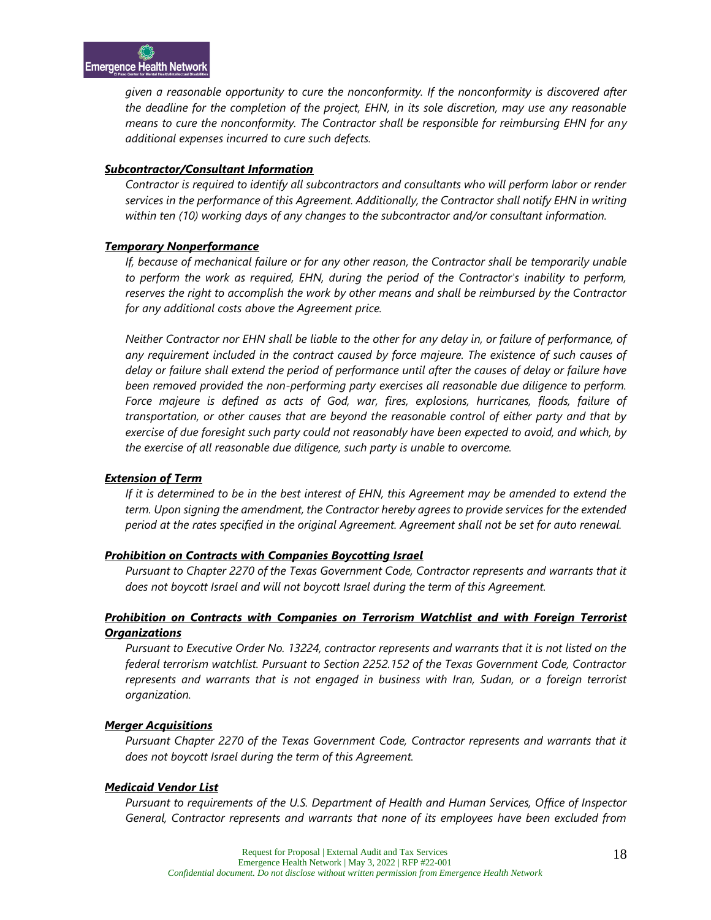*given a reasonable opportunity to cure the nonconformity. If the nonconformity is discovered after the deadline for the completion of the project, EHN, in its sole discretion, may use any reasonable means to cure the nonconformity. The Contractor shall be responsible for reimbursing EHN for any additional expenses incurred to cure such defects.*

***Subcontractor/Consultant Information***

*Contractor is required to identify all subcontractors and consultants who will perform labor or render services in the performance of this Agreement. Additionally, the Contractor shall notify EHN in writing within ten (10) working days of any changes to the subcontractor and/or consultant information.*

***Temporary Nonperformance***

*If, because of mechanical failure or for any other reason, the Contractor shall be temporarily unable to perform the work as required, EHN, during the period of the Contractor's inability to perform, reserves the right to accomplish the work by other means and shall be reimbursed by the Contractor for any additional costs above the Agreement price.*

*Neither Contractor nor EHN shall be liable to the other for any delay in, or failure of performance, of any requirement included in the contract caused by force majeure. The existence of such causes of delay or failure shall extend the period of performance until after the causes of delay or failure have been removed provided the non-performing party exercises all reasonable due diligence to perform. Force majeure is defined as acts of God, war, fires, explosions, hurricanes, floods, failure of transportation, or other causes that are beyond the reasonable control of either party and that by exercise of due foresight such party could not reasonably have been expected to avoid, and which, by the exercise of all reasonable due diligence, such party is unable to overcome.*

***Extension of Term***

*If it is determined to be in the best interest of EHN, this Agreement may be amended to extend the term. Upon signing the amendment, the Contractor hereby agrees to provide services for the extended period at the rates specified in the original Agreement. Agreement shall not be set for auto renewal.*

***Prohibition on Contracts with Companies Boycotting Israel***

*Pursuant to Chapter 2270 of the Texas Government Code, Contractor represents and warrants that it does not boycott Israel and will not boycott Israel during the term of this Agreement.*

***Prohibition on Contracts with Companies on Terrorism Watchlist and with Foreign Terrorist Organizations***

*Pursuant to Executive Order No. 13224, contractor represents and warrants that it is not listed on the federal terrorism watchlist. Pursuant to Section 2252.152 of the Texas Government Code, Contractor represents and warrants that is not engaged in business with Iran, Sudan, or a foreign terrorist organization.*

***Merger Acquisitions***

*Pursuant Chapter 2270 of the Texas Government Code, Contractor represents and warrants that it does not boycott Israel during the term of this Agreement.*

***Medicaid Vendor List***

*Pursuant to requirements of the U.S. Department of Health and Human Services, Office of Inspector General, Contractor represents and warrants that none of its employees have been excluded from*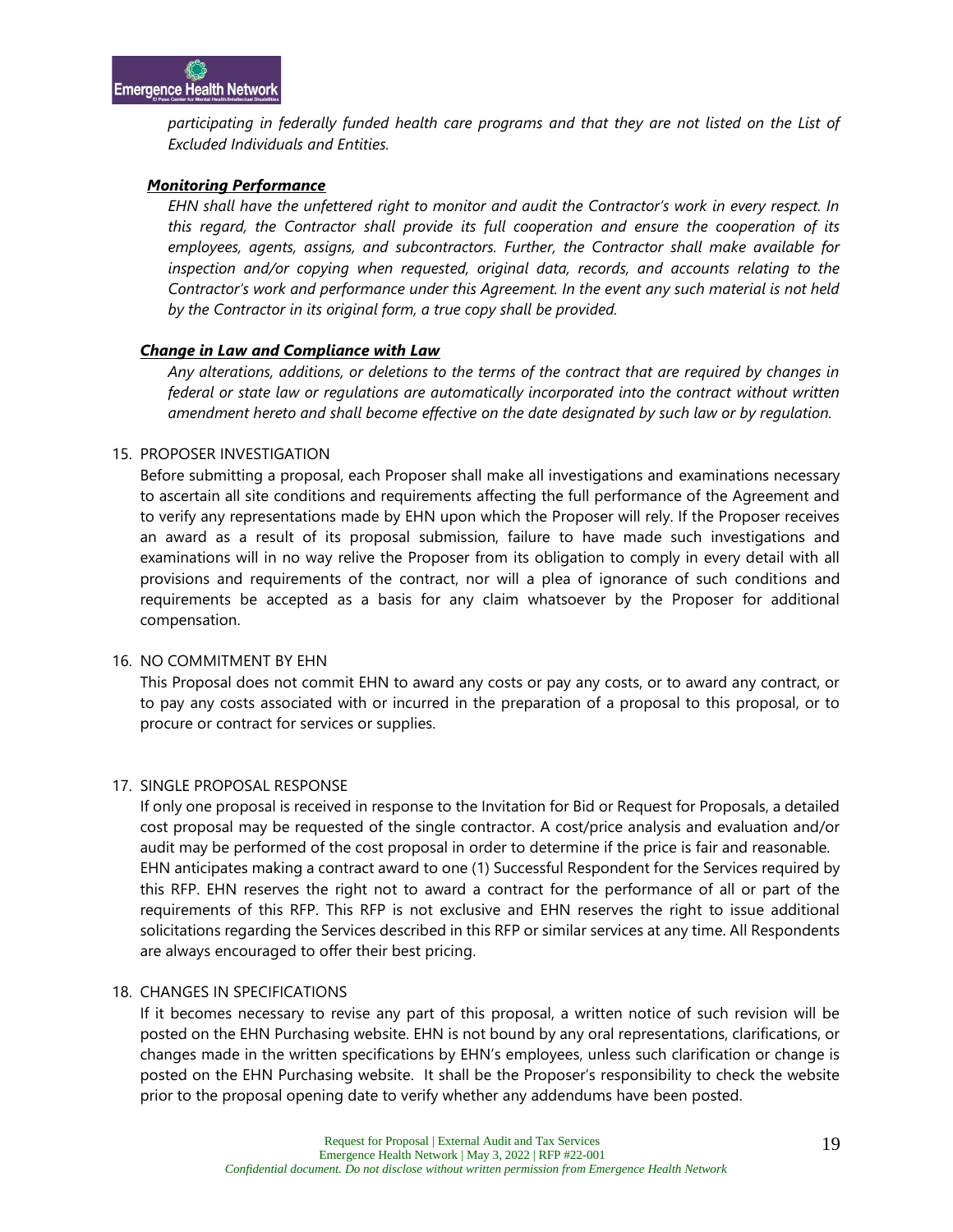*participating in federally funded health care programs and that they are not listed on the List of Excluded Individuals and Entities.*

***Monitoring Performance***

*EHN shall have the unfettered right to monitor and audit the Contractor's work in every respect. In this regard, the Contractor shall provide its full cooperation and ensure the cooperation of its employees, agents, assigns, and subcontractors. Further, the Contractor shall make available for inspection and/or copying when requested, original data, records, and accounts relating to the Contractor's work and performance under this Agreement. In the event any such material is not held by the Contractor in its original form, a true copy shall be provided.*

***Change in Law and Compliance with Law***

*Any alterations, additions, or deletions to the terms of the contract that are required by changes in federal or state law or regulations are automatically incorporated into the contract without written amendment hereto and shall become effective on the date designated by such law or by regulation.*

15. PROPOSER INVESTIGATION

Before submitting a proposal, each Proposer shall make all investigations and examinations necessary to ascertain all site conditions and requirements affecting the full performance of the Agreement and to verify any representations made by EHN upon which the Proposer will rely. If the Proposer receives an award as a result of its proposal submission, failure to have made such investigations and examinations will in no way relive the Proposer from its obligation to comply in every detail with all provisions and requirements of the contract, nor will a plea of ignorance of such conditions and requirements be accepted as a basis for any claim whatsoever by the Proposer for additional compensation.

16. NO COMMITMENT BY EHN

This Proposal does not commit EHN to award any costs or pay any costs, or to award any contract, or to pay any costs associated with or incurred in the preparation of a proposal to this proposal, or to procure or contract for services or supplies.

17. SINGLE PROPOSAL RESPONSE

If only one proposal is received in response to the Invitation for Bid or Request for Proposals, a detailed cost proposal may be requested of the single contractor. A cost/price analysis and evaluation and/or audit may be performed of the cost proposal in order to determine if the price is fair and reasonable. EHN anticipates making a contract award to one (1) Successful Respondent for the Services required by this RFP. EHN reserves the right not to award a contract for the performance of all or part of the requirements of this RFP. This RFP is not exclusive and EHN reserves the right to issue additional solicitations regarding the Services described in this RFP or similar services at any time. All Respondents are always encouraged to offer their best pricing.

18. CHANGES IN SPECIFICATIONS

If it becomes necessary to revise any part of this proposal, a written notice of such revision will be posted on the EHN Purchasing website. EHN is not bound by any oral representations, clarifications, or changes made in the written specifications by EHN's employees, unless such clarification or change is posted on the EHN Purchasing website. It shall be the Proposer's responsibility to check the website prior to the proposal opening date to verify whether any addendums have been posted.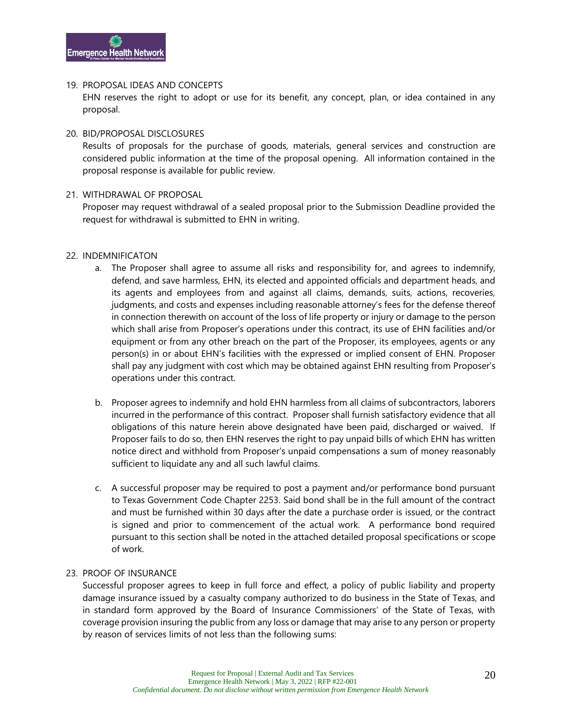19. PROPOSAL IDEAS AND CONCEPTS
    EHN reserves the right to adopt or use for its benefit, any concept, plan, or idea contained in any proposal.

20. BID/PROPOSAL DISCLOSURES
    Results of proposals for the purchase of goods, materials, general services and construction are considered public information at the time of the proposal opening. All information contained in the proposal response is available for public review.

21. WITHDRAWAL OF PROPOSAL
    Proposer may request withdrawal of a sealed proposal prior to the Submission Deadline provided the request for withdrawal is submitted to EHN in writing.

22. INDEMNIFICATON
    a. The Proposer shall agree to assume all risks and responsibility for, and agrees to indemnify, defend, and save harmless, EHN, its elected and appointed officials and department heads, and its agents and employees from and against all claims, demands, suits, actions, recoveries, judgments, and costs and expenses including reasonable attorney's fees for the defense thereof in connection therewith on account of the loss of life property or injury or damage to the person which shall arise from Proposer's operations under this contract, its use of EHN facilities and/or equipment or from any other breach on the part of the Proposer, its employees, agents or any person(s) in or about EHN's facilities with the expressed or implied consent of EHN. Proposer shall pay any judgment with cost which may be obtained against EHN resulting from Proposer's operations under this contract.

    b. Proposer agrees to indemnify and hold EHN harmless from all claims of subcontractors, laborers incurred in the performance of this contract. Proposer shall furnish satisfactory evidence that all obligations of this nature herein above designated have been paid, discharged or waived. If Proposer fails to do so, then EHN reserves the right to pay unpaid bills of which EHN has written notice direct and withhold from Proposer's unpaid compensations a sum of money reasonably sufficient to liquidate any and all such lawful claims.

    c. A successful proposer may be required to post a payment and/or performance bond pursuant to Texas Government Code Chapter 2253. Said bond shall be in the full amount of the contract and must be furnished within 30 days after the date a purchase order is issued, or the contract is signed and prior to commencement of the actual work. A performance bond required pursuant to this section shall be noted in the attached detailed proposal specifications or scope of work.

23. PROOF OF INSURANCE
    Successful proposer agrees to keep in full force and effect, a policy of public liability and property damage insurance issued by a casualty company authorized to do business in the State of Texas, and in standard form approved by the Board of Insurance Commissioners' of the State of Texas, with coverage provision insuring the public from any loss or damage that may arise to any person or property by reason of services limits of not less than the following sums: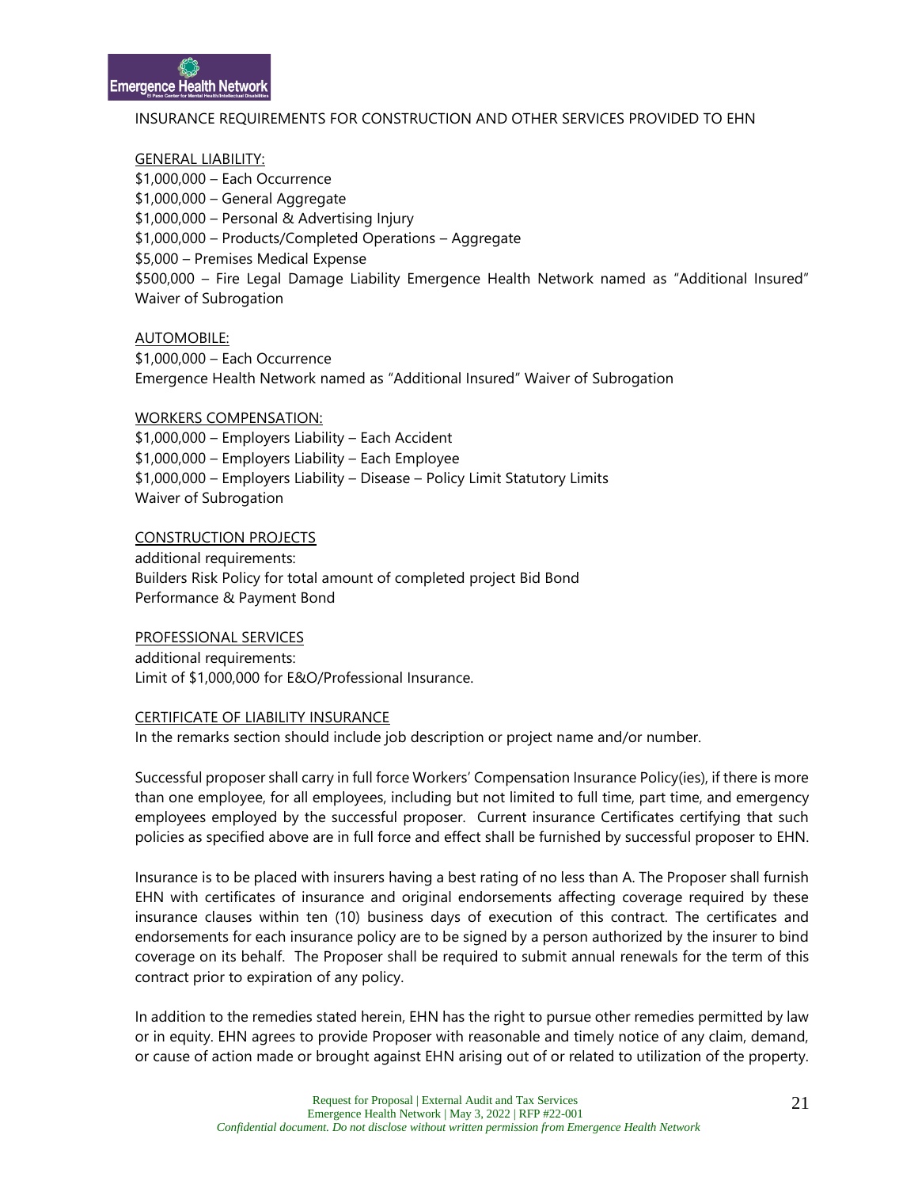INSURANCE REQUIREMENTS FOR CONSTRUCTION AND OTHER SERVICES PROVIDED TO EHN

GENERAL LIABILITY:

$1,000,000 – Each Occurrence
$1,000,000 – General Aggregate
$1,000,000 – Personal & Advertising Injury
$1,000,000 – Products/Completed Operations – Aggregate
$5,000 – Premises Medical Expense
$500,000 – Fire Legal Damage Liability Emergence Health Network named as "Additional Insured" Waiver of Subrogation

AUTOMOBILE:

$1,000,000 – Each Occurrence
Emergence Health Network named as "Additional Insured" Waiver of Subrogation

WORKERS COMPENSATION:

$1,000,000 – Employers Liability – Each Accident
$1,000,000 – Employers Liability – Each Employee
$1,000,000 – Employers Liability – Disease – Policy Limit Statutory Limits
Waiver of Subrogation

CONSTRUCTION PROJECTS

additional requirements:
Builders Risk Policy for total amount of completed project Bid Bond
Performance & Payment Bond

PROFESSIONAL SERVICES

additional requirements:
Limit of $1,000,000 for E&O/Professional Insurance.

CERTIFICATE OF LIABILITY INSURANCE

In the remarks section should include job description or project name and/or number.

Successful proposer shall carry in full force Workers' Compensation Insurance Policy(ies), if there is more than one employee, for all employees, including but not limited to full time, part time, and emergency employees employed by the successful proposer. Current insurance Certificates certifying that such policies as specified above are in full force and effect shall be furnished by successful proposer to EHN.

Insurance is to be placed with insurers having a best rating of no less than A. The Proposer shall furnish EHN with certificates of insurance and original endorsements affecting coverage required by these insurance clauses within ten (10) business days of execution of this contract. The certificates and endorsements for each insurance policy are to be signed by a person authorized by the insurer to bind coverage on its behalf. The Proposer shall be required to submit annual renewals for the term of this contract prior to expiration of any policy.

In addition to the remedies stated herein, EHN has the right to pursue other remedies permitted by law or in equity. EHN agrees to provide Proposer with reasonable and timely notice of any claim, demand, or cause of action made or brought against EHN arising out of or related to utilization of the property.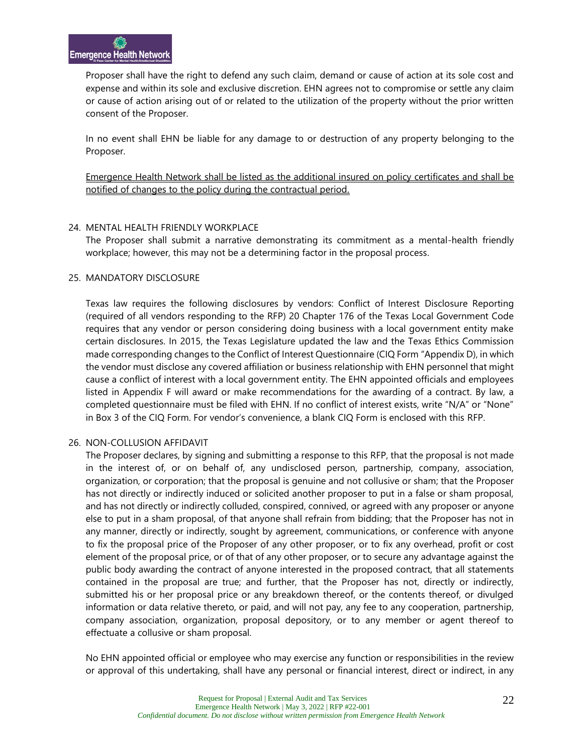Proposer shall have the right to defend any such claim, demand or cause of action at its sole cost and expense and within its sole and exclusive discretion. EHN agrees not to compromise or settle any claim or cause of action arising out of or related to the utilization of the property without the prior written consent of the Proposer.

In no event shall EHN be liable for any damage to or destruction of any property belonging to the Proposer.

<u>Emergence Health Network shall be listed as the additional insured on policy certificates and shall be notified of changes to the policy during the contractual period.</u>

24. MENTAL HEALTH FRIENDLY WORKPLACE

The Proposer shall submit a narrative demonstrating its commitment as a mental-health friendly workplace; however, this may not be a determining factor in the proposal process.

25. MANDATORY DISCLOSURE

Texas law requires the following disclosures by vendors: Conflict of Interest Disclosure Reporting (required of all vendors responding to the RFP) 20 Chapter 176 of the Texas Local Government Code requires that any vendor or person considering doing business with a local government entity make certain disclosures. In 2015, the Texas Legislature updated the law and the Texas Ethics Commission made corresponding changes to the Conflict of Interest Questionnaire (CIQ Form "Appendix D), in which the vendor must disclose any covered affiliation or business relationship with EHN personnel that might cause a conflict of interest with a local government entity. The EHN appointed officials and employees listed in Appendix F will award or make recommendations for the awarding of a contract. By law, a completed questionnaire must be filed with EHN. If no conflict of interest exists, write "N/A" or "None" in Box 3 of the CIQ Form. For vendor's convenience, a blank CIQ Form is enclosed with this RFP.

26. NON-COLLUSION AFFIDAVIT

The Proposer declares, by signing and submitting a response to this RFP, that the proposal is not made in the interest of, or on behalf of, any undisclosed person, partnership, company, association, organization, or corporation; that the proposal is genuine and not collusive or sham; that the Proposer has not directly or indirectly induced or solicited another proposer to put in a false or sham proposal, and has not directly or indirectly colluded, conspired, connived, or agreed with any proposer or anyone else to put in a sham proposal, of that anyone shall refrain from bidding; that the Proposer has not in any manner, directly or indirectly, sought by agreement, communications, or conference with anyone to fix the proposal price of the Proposer of any other proposer, or to fix any overhead, profit or cost element of the proposal price, or of that of any other proposer, or to secure any advantage against the public body awarding the contract of anyone interested in the proposed contract, that all statements contained in the proposal are true; and further, that the Proposer has not, directly or indirectly, submitted his or her proposal price or any breakdown thereof, or the contents thereof, or divulged information or data relative thereto, or paid, and will not pay, any fee to any cooperation, partnership, company association, organization, proposal depository, or to any member or agent thereof to effectuate a collusive or sham proposal.

No EHN appointed official or employee who may exercise any function or responsibilities in the review or approval of this undertaking, shall have any personal or financial interest, direct or indirect, in any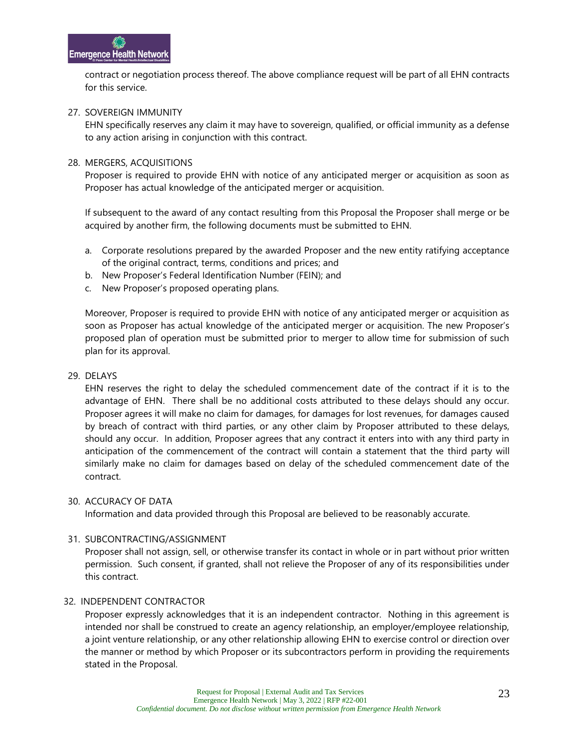contract or negotiation process thereof. The above compliance request will be part of all EHN contracts for this service.

27. SOVEREIGN IMMUNITY

    EHN specifically reserves any claim it may have to sovereign, qualified, or official immunity as a defense to any action arising in conjunction with this contract.

28. MERGERS, ACQUISITIONS

    Proposer is required to provide EHN with notice of any anticipated merger or acquisition as soon as Proposer has actual knowledge of the anticipated merger or acquisition.

    If subsequent to the award of any contact resulting from this Proposal the Proposer shall merge or be acquired by another firm, the following documents must be submitted to EHN.

    a. Corporate resolutions prepared by the awarded Proposer and the new entity ratifying acceptance of the original contract, terms, conditions and prices; and
    b. New Proposer's Federal Identification Number (FEIN); and
    c. New Proposer's proposed operating plans.

    Moreover, Proposer is required to provide EHN with notice of any anticipated merger or acquisition as soon as Proposer has actual knowledge of the anticipated merger or acquisition. The new Proposer's proposed plan of operation must be submitted prior to merger to allow time for submission of such plan for its approval.

29. DELAYS

    EHN reserves the right to delay the scheduled commencement date of the contract if it is to the advantage of EHN. There shall be no additional costs attributed to these delays should any occur. Proposer agrees it will make no claim for damages, for damages for lost revenues, for damages caused by breach of contract with third parties, or any other claim by Proposer attributed to these delays, should any occur. In addition, Proposer agrees that any contract it enters into with any third party in anticipation of the commencement of the contract will contain a statement that the third party will similarly make no claim for damages based on delay of the scheduled commencement date of the contract.

30. ACCURACY OF DATA

    Information and data provided through this Proposal are believed to be reasonably accurate.

31. SUBCONTRACTING/ASSIGNMENT

    Proposer shall not assign, sell, or otherwise transfer its contact in whole or in part without prior written permission. Such consent, if granted, shall not relieve the Proposer of any of its responsibilities under this contract.

32. INDEPENDENT CONTRACTOR

    Proposer expressly acknowledges that it is an independent contractor. Nothing in this agreement is intended nor shall be construed to create an agency relationship, an employer/employee relationship, a joint venture relationship, or any other relationship allowing EHN to exercise control or direction over the manner or method by which Proposer or its subcontractors perform in providing the requirements stated in the Proposal.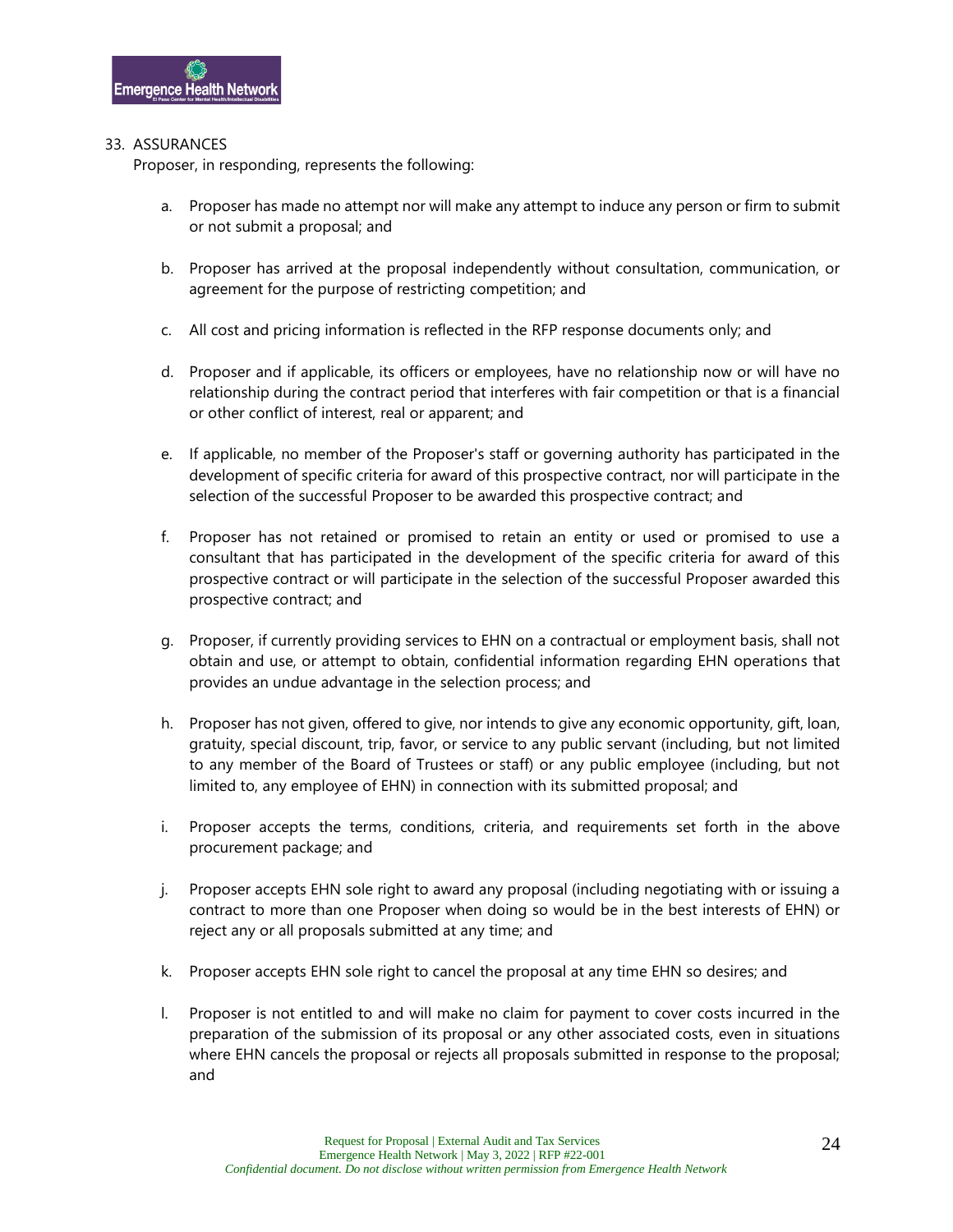33. ASSURANCES

Proposer, in responding, represents the following:

a. Proposer has made no attempt nor will make any attempt to induce any person or firm to submit or not submit a proposal; and

b. Proposer has arrived at the proposal independently without consultation, communication, or agreement for the purpose of restricting competition; and

c. All cost and pricing information is reflected in the RFP response documents only; and

d. Proposer and if applicable, its officers or employees, have no relationship now or will have no relationship during the contract period that interferes with fair competition or that is a financial or other conflict of interest, real or apparent; and

e. If applicable, no member of the Proposer's staff or governing authority has participated in the development of specific criteria for award of this prospective contract, nor will participate in the selection of the successful Proposer to be awarded this prospective contract; and

f. Proposer has not retained or promised to retain an entity or used or promised to use a consultant that has participated in the development of the specific criteria for award of this prospective contract or will participate in the selection of the successful Proposer awarded this prospective contract; and

g. Proposer, if currently providing services to EHN on a contractual or employment basis, shall not obtain and use, or attempt to obtain, confidential information regarding EHN operations that provides an undue advantage in the selection process; and

h. Proposer has not given, offered to give, nor intends to give any economic opportunity, gift, loan, gratuity, special discount, trip, favor, or service to any public servant (including, but not limited to any member of the Board of Trustees or staff) or any public employee (including, but not limited to, any employee of EHN) in connection with its submitted proposal; and

i. Proposer accepts the terms, conditions, criteria, and requirements set forth in the above procurement package; and

j. Proposer accepts EHN sole right to award any proposal (including negotiating with or issuing a contract to more than one Proposer when doing so would be in the best interests of EHN) or reject any or all proposals submitted at any time; and

k. Proposer accepts EHN sole right to cancel the proposal at any time EHN so desires; and

l. Proposer is not entitled to and will make no claim for payment to cover costs incurred in the preparation of the submission of its proposal or any other associated costs, even in situations where EHN cancels the proposal or rejects all proposals submitted in response to the proposal; and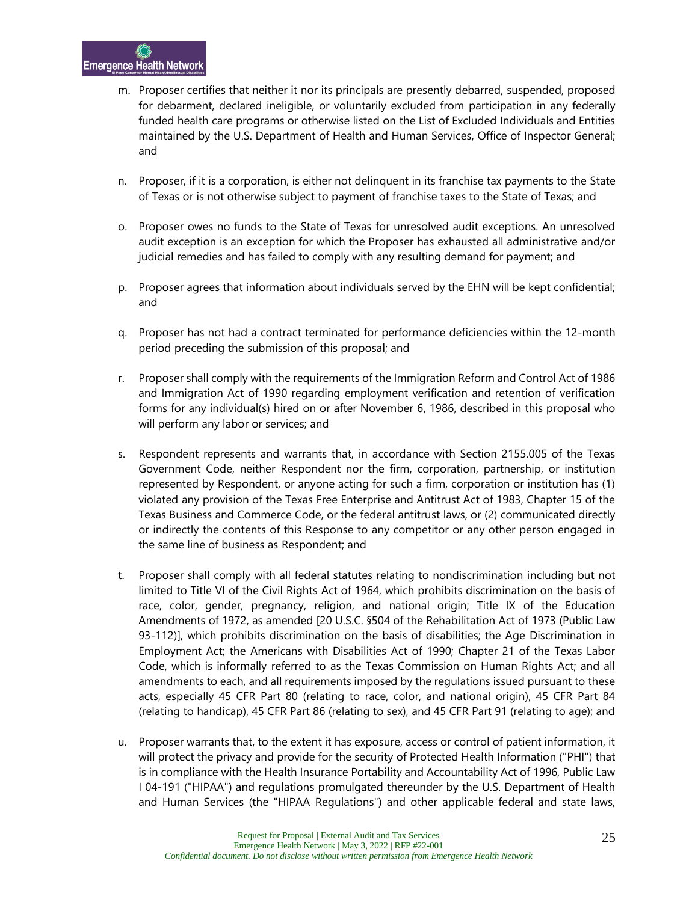m. Proposer certifies that neither it nor its principals are presently debarred, suspended, proposed for debarment, declared ineligible, or voluntarily excluded from participation in any federally funded health care programs or otherwise listed on the List of Excluded Individuals and Entities maintained by the U.S. Department of Health and Human Services, Office of Inspector General; and

n. Proposer, if it is a corporation, is either not delinquent in its franchise tax payments to the State of Texas or is not otherwise subject to payment of franchise taxes to the State of Texas; and

o. Proposer owes no funds to the State of Texas for unresolved audit exceptions. An unresolved audit exception is an exception for which the Proposer has exhausted all administrative and/or judicial remedies and has failed to comply with any resulting demand for payment; and

p. Proposer agrees that information about individuals served by the EHN will be kept confidential; and

q. Proposer has not had a contract terminated for performance deficiencies within the 12-month period preceding the submission of this proposal; and

r. Proposer shall comply with the requirements of the Immigration Reform and Control Act of 1986 and Immigration Act of 1990 regarding employment verification and retention of verification forms for any individual(s) hired on or after November 6, 1986, described in this proposal who will perform any labor or services; and

s. Respondent represents and warrants that, in accordance with Section 2155.005 of the Texas Government Code, neither Respondent nor the firm, corporation, partnership, or institution represented by Respondent, or anyone acting for such a firm, corporation or institution has (1) violated any provision of the Texas Free Enterprise and Antitrust Act of 1983, Chapter 15 of the Texas Business and Commerce Code, or the federal antitrust laws, or (2) communicated directly or indirectly the contents of this Response to any competitor or any other person engaged in the same line of business as Respondent; and

t. Proposer shall comply with all federal statutes relating to nondiscrimination including but not limited to Title VI of the Civil Rights Act of 1964, which prohibits discrimination on the basis of race, color, gender, pregnancy, religion, and national origin; Title IX of the Education Amendments of 1972, as amended [20 U.S.C. §504 of the Rehabilitation Act of 1973 (Public Law 93-112)], which prohibits discrimination on the basis of disabilities; the Age Discrimination in Employment Act; the Americans with Disabilities Act of 1990; Chapter 21 of the Texas Labor Code, which is informally referred to as the Texas Commission on Human Rights Act; and all amendments to each, and all requirements imposed by the regulations issued pursuant to these acts, especially 45 CFR Part 80 (relating to race, color, and national origin), 45 CFR Part 84 (relating to handicap), 45 CFR Part 86 (relating to sex), and 45 CFR Part 91 (relating to age); and

u. Proposer warrants that, to the extent it has exposure, access or control of patient information, it will protect the privacy and provide for the security of Protected Health Information ("PHI") that is in compliance with the Health Insurance Portability and Accountability Act of 1996, Public Law l 04-191 ("HIPAA") and regulations promulgated thereunder by the U.S. Department of Health and Human Services (the "HIPAA Regulations") and other applicable federal and state laws,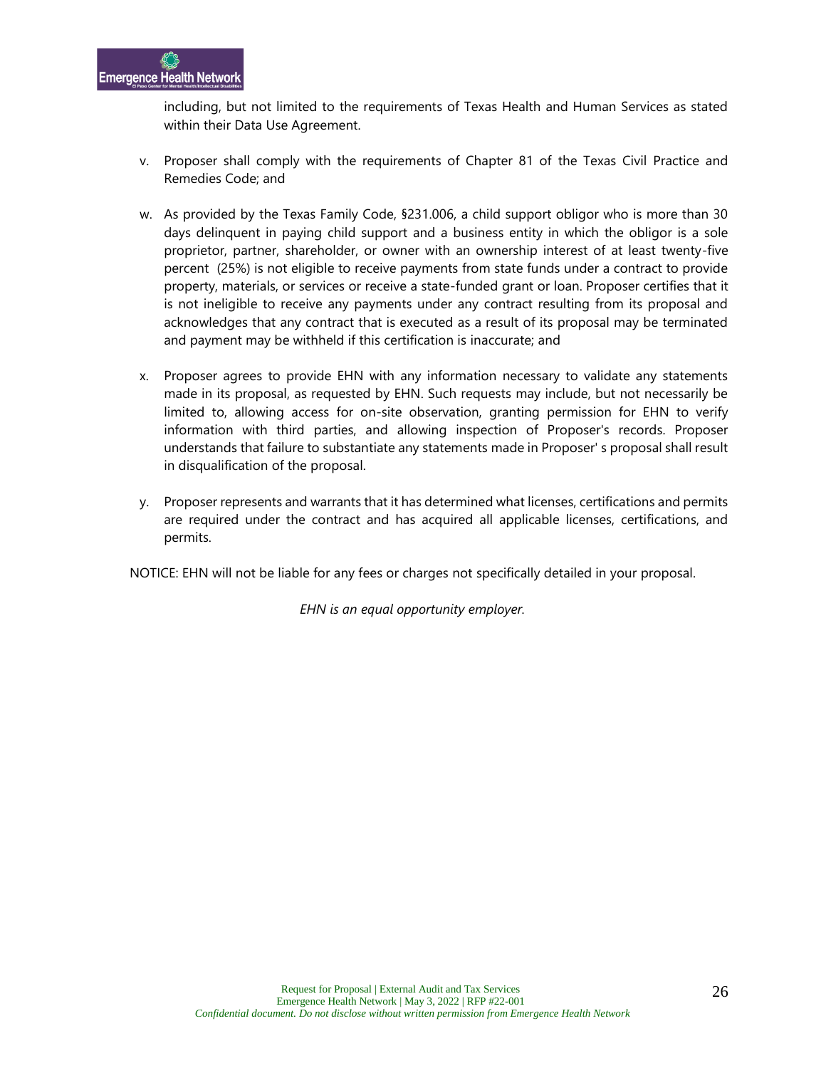including, but not limited to the requirements of Texas Health and Human Services as stated within their Data Use Agreement.

v. Proposer shall comply with the requirements of Chapter 81 of the Texas Civil Practice and Remedies Code; and

w. As provided by the Texas Family Code, §231.006, a child support obligor who is more than 30 days delinquent in paying child support and a business entity in which the obligor is a sole proprietor, partner, shareholder, or owner with an ownership interest of at least twenty-five percent (25%) is not eligible to receive payments from state funds under a contract to provide property, materials, or services or receive a state-funded grant or loan. Proposer certifies that it is not ineligible to receive any payments under any contract resulting from its proposal and acknowledges that any contract that is executed as a result of its proposal may be terminated and payment may be withheld if this certification is inaccurate; and

x. Proposer agrees to provide EHN with any information necessary to validate any statements made in its proposal, as requested by EHN. Such requests may include, but not necessarily be limited to, allowing access for on-site observation, granting permission for EHN to verify information with third parties, and allowing inspection of Proposer's records. Proposer understands that failure to substantiate any statements made in Proposer' s proposal shall result in disqualification of the proposal.

y. Proposer represents and warrants that it has determined what licenses, certifications and permits are required under the contract and has acquired all applicable licenses, certifications, and permits.

NOTICE: EHN will not be liable for any fees or charges not specifically detailed in your proposal.

*EHN is an equal opportunity employer.*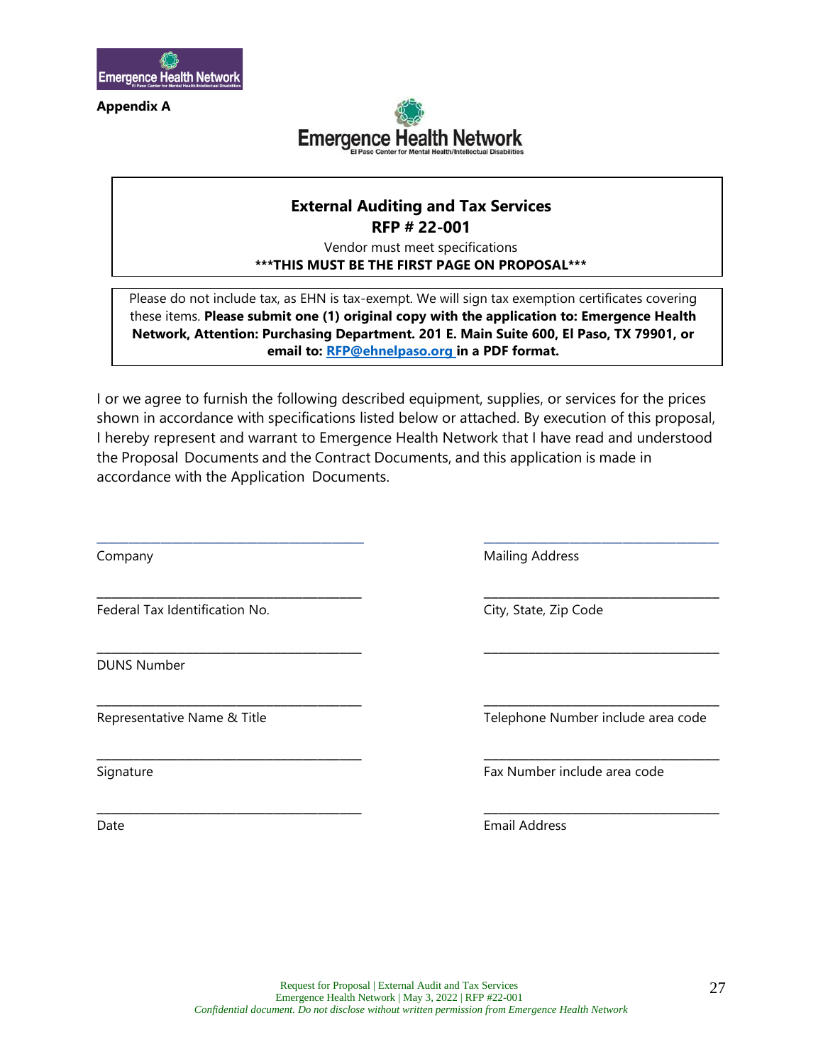**Appendix A**

**External Auditing and Tax Services**
**RFP # 22-001**
Vendor must meet specifications
**\*\*\*THIS MUST BE THE FIRST PAGE ON PROPOSAL\*\*\***

Please do not include tax, as EHN is tax-exempt. We will sign tax exemption certificates covering these items. **Please submit one (1) original copy with the application to: Emergence Health Network, Attention: Purchasing Department. 201 E. Main Suite 600, El Paso, TX 79901, or email to: RFP@ehnelpaso.org in a PDF format.**

I or we agree to furnish the following described equipment, supplies, or services for the prices shown in accordance with specifications listed below or attached. By execution of this proposal, I hereby represent and warrant to Emergence Health Network that I have read and understood the Proposal Documents and the Contract Documents, and this application is made in accordance with the Application Documents.

| | |
|---|---|
| ______________________ Company | ______________________ Mailing Address |
| ______________________ Federal Tax Identification No. | ______________________ City, State, Zip Code |
| ______________________ DUNS Number | ______________________ |
| ______________________ Representative Name & Title | ______________________ Telephone Number include area code |
| ______________________ Signature | ______________________ Fax Number include area code |
| ______________________ Date | ______________________ Email Address |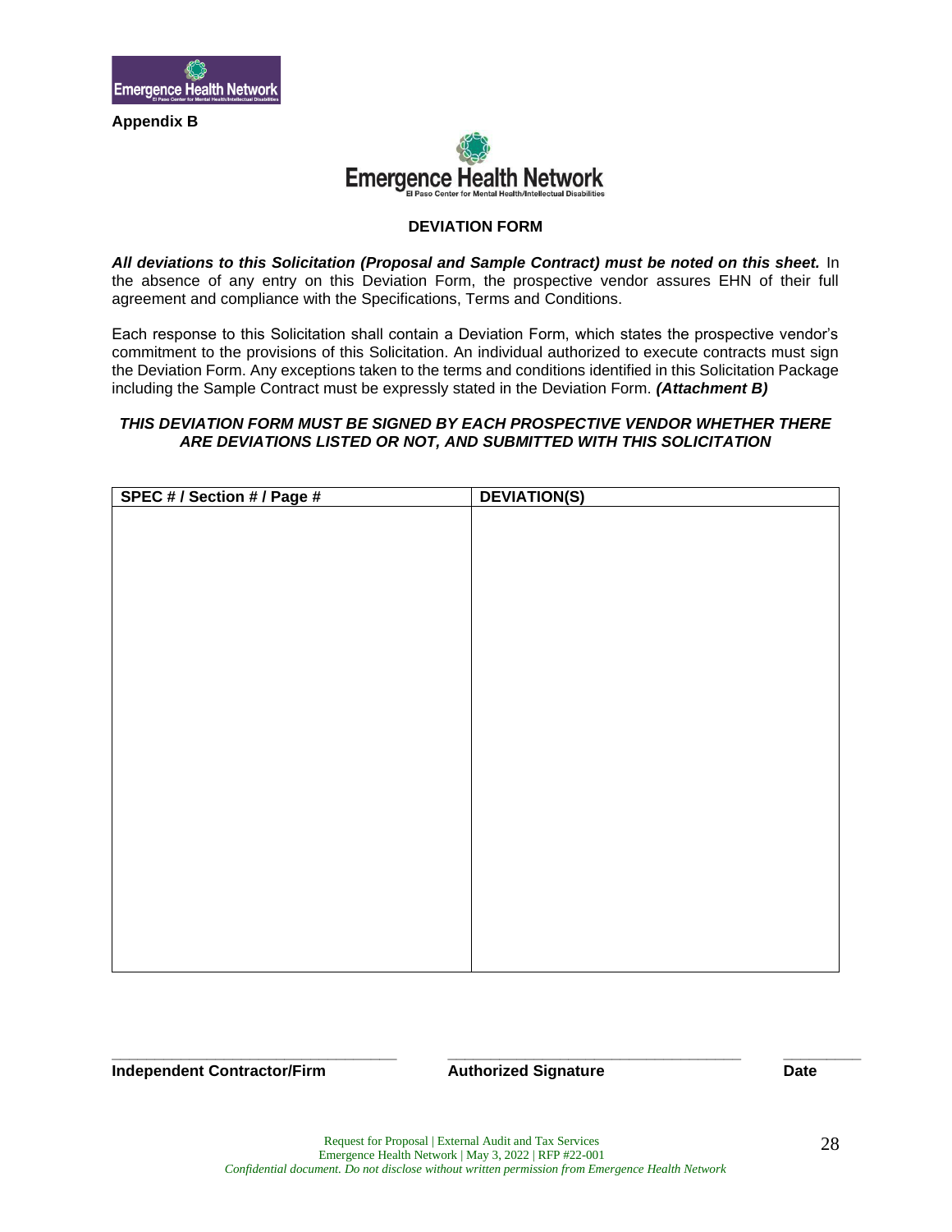Appendix B

## DEVIATION FORM

***All deviations to this Solicitation (Proposal and Sample Contract) must be noted on this sheet.*** In the absence of any entry on this Deviation Form, the prospective vendor assures EHN of their full agreement and compliance with the Specifications, Terms and Conditions.

Each response to this Solicitation shall contain a Deviation Form, which states the prospective vendor's commitment to the provisions of this Solicitation. An individual authorized to execute contracts must sign the Deviation Form. Any exceptions taken to the terms and conditions identified in this Solicitation Package including the Sample Contract must be expressly stated in the Deviation Form. ***(Attachment B)***

***THIS DEVIATION FORM MUST BE SIGNED BY EACH PROSPECTIVE VENDOR WHETHER THERE ARE DEVIATIONS LISTED OR NOT, AND SUBMITTED WITH THIS SOLICITATION***

| SPEC # / Section # / Page # | DEVIATION(S) |
|---|---|
| | |

\_\_\_\_\_\_\_\_\_\_\_\_\_\_\_\_\_\_\_\_\_\_\_\_\_\_\_\_\_\_ \_\_\_\_\_\_\_\_\_\_\_\_\_\_\_\_\_\_\_\_\_\_\_\_\_\_\_\_\_\_ \_\_\_\_\_\_\_\_\_

**Independent Contractor/Firm** **Authorized Signature** **Date**

Request for Proposal | External Audit and Tax Services
Emergence Health Network | May 3, 2022 | RFP #22-001
*Confidential document. Do not disclose without written permission from Emergence Health Network*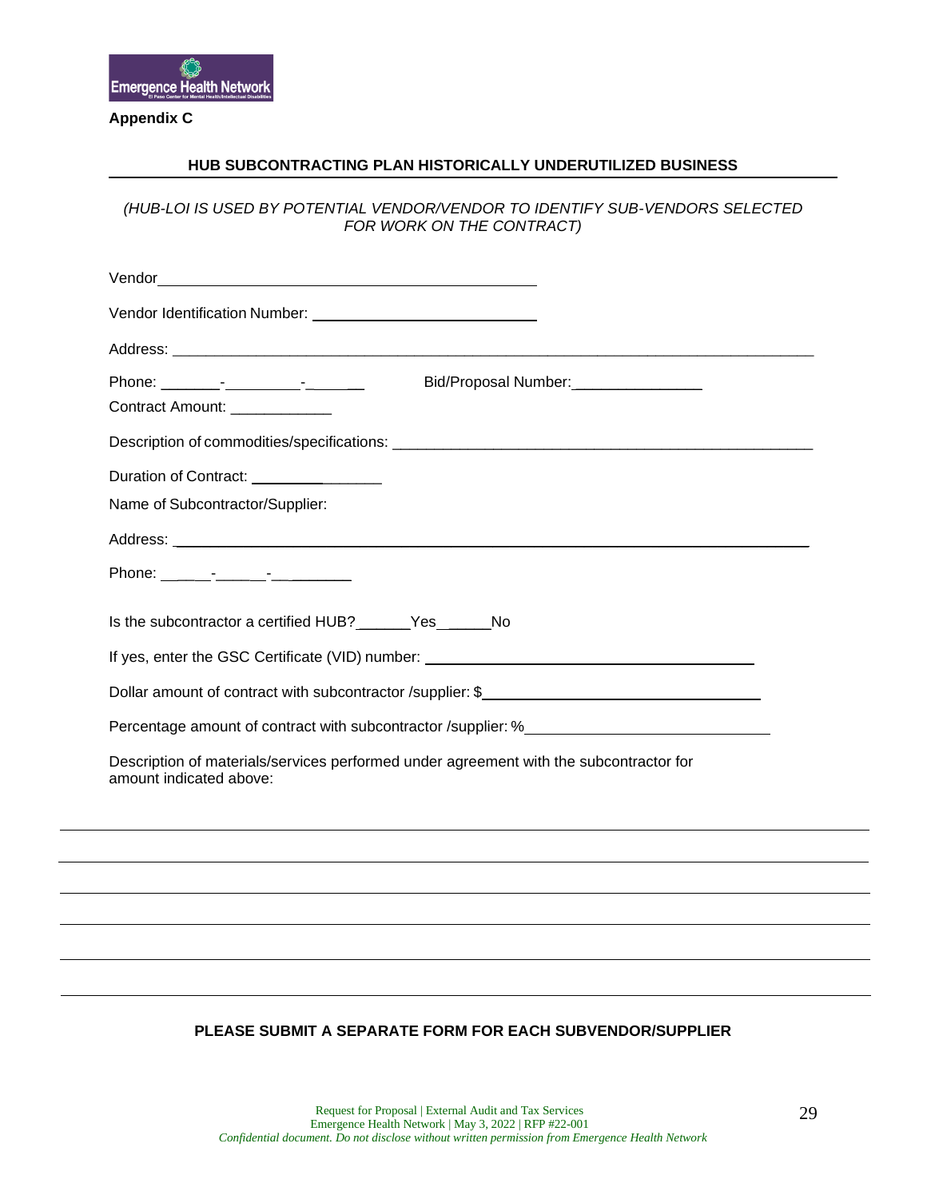**Appendix C**

## HUB SUBCONTRACTING PLAN HISTORICALLY UNDERUTILIZED BUSINESS

*(HUB-LOI IS USED BY POTENTIAL VENDOR/VENDOR TO IDENTIFY SUB-VENDORS SELECTED FOR WORK ON THE CONTRACT)*

Vendor_______________________________________________

Vendor Identification Number: ______________________________

Address: ________________________________________________________________________________

Phone: _______-_________-_______ Bid/Proposal Number:_______________

Contract Amount: ____________

Description of commodities/specifications: ___________________________________________________

Duration of Contract: ________________

Name of Subcontractor/Supplier:

Address: ________________________________________________________________________________

Phone: _____-_____-__________

Is the subcontractor a certified HUB?______Yes______No

If yes, enter the GSC Certificate (VID) number: _________________________________________

Dollar amount of contract with subcontractor /supplier: $____________________________________

Percentage amount of contract with subcontractor /supplier: %_____________________________

Description of materials/services performed under agreement with the subcontractor for amount indicated above:

______________________________________________________________________________________

______________________________________________________________________________________

______________________________________________________________________________________

______________________________________________________________________________________

______________________________________________________________________________________

______________________________________________________________________________________

**PLEASE SUBMIT A SEPARATE FORM FOR EACH SUBVENDOR/SUPPLIER**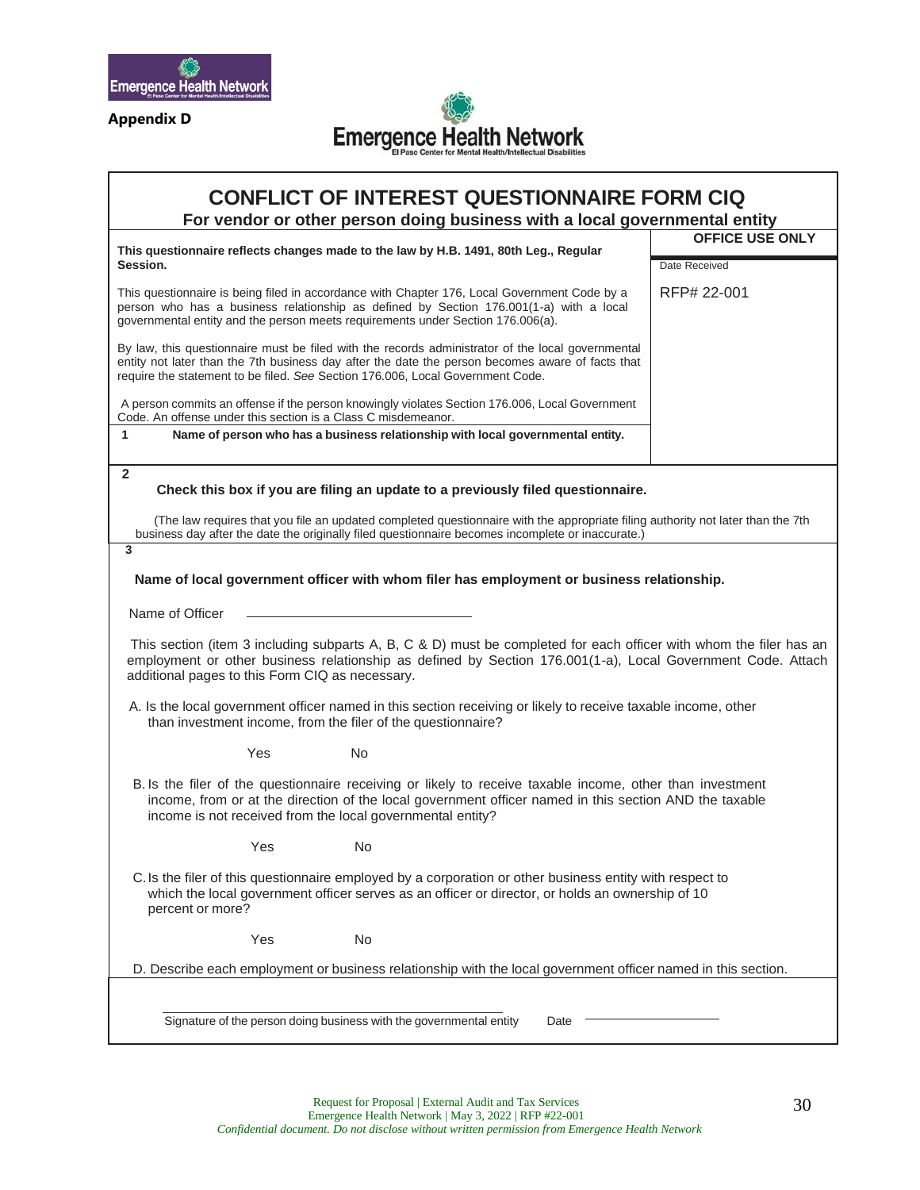Appendix D

# CONFLICT OF INTEREST QUESTIONNAIRE FORM CIQ

**For vendor or other person doing business with a local governmental entity**

| | OFFICE USE ONLY |
|---|---|
| **This questionnaire reflects changes made to the law by H.B. 1491, 80th Leg., Regular Session.** | Date Received |
| This questionnaire is being filed in accordance with Chapter 176, Local Government Code by a person who has a business relationship as defined by Section 176.001(1-a) with a local governmental entity and the person meets requirements under Section 176.006(a). | RFP# 22-001 |
| By law, this questionnaire must be filed with the records administrator of the local governmental entity not later than the 7th business day after the date the person becomes aware of facts that require the statement to be filed. *See* Section 176.006, Local Government Code. | |
| A person commits an offense if the person knowingly violates Section 176.006, Local Government Code. An offense under this section is a Class C misdemeanor. | |
| **1 Name of person who has a business relationship with local governmental entity.** | |

**2**

**Check this box if you are filing an update to a previously filed questionnaire.**

(The law requires that you file an updated completed questionnaire with the appropriate filing authority not later than the 7th business day after the date the originally filed questionnaire becomes incomplete or inaccurate.)

**3**

**Name of local government officer with whom filer has employment or business relationship.**

Name of Officer ______________________________

This section (item 3 including subparts A, B, C & D) must be completed for each officer with whom the filer has an employment or other business relationship as defined by Section 176.001(1-a), Local Government Code. Attach additional pages to this Form CIQ as necessary.

A. Is the local government officer named in this section receiving or likely to receive taxable income, other than investment income, from the filer of the questionnaire?

Yes No

B. Is the filer of the questionnaire receiving or likely to receive taxable income, other than investment income, from or at the direction of the local government officer named in this section AND the taxable income is not received from the local governmental entity?

Yes No

C. Is the filer of this questionnaire employed by a corporation or other business entity with respect to which the local government officer serves as an officer or director, or holds an ownership of 10 percent or more?

Yes No

D. Describe each employment or business relationship with the local government officer named in this section.

______________________________________________

Signature of the person doing business with the governmental entity Date ____________________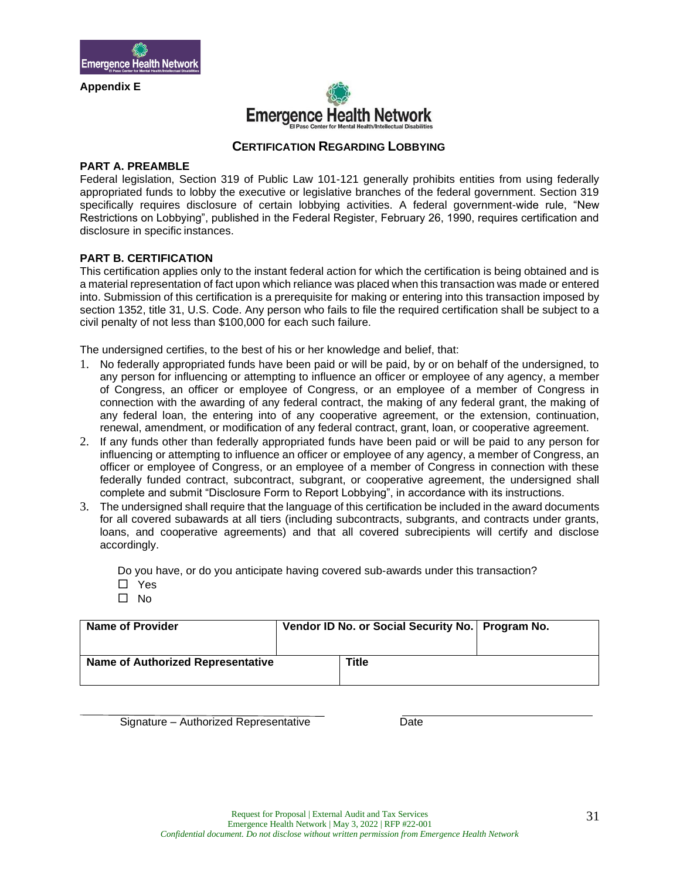**Appendix E**

## CERTIFICATION REGARDING LOBBYING

**PART A. PREAMBLE**

Federal legislation, Section 319 of Public Law 101-121 generally prohibits entities from using federally appropriated funds to lobby the executive or legislative branches of the federal government. Section 319 specifically requires disclosure of certain lobbying activities. A federal government-wide rule, "New Restrictions on Lobbying", published in the Federal Register, February 26, 1990, requires certification and disclosure in specific instances.

**PART B. CERTIFICATION**

This certification applies only to the instant federal action for which the certification is being obtained and is a material representation of fact upon which reliance was placed when this transaction was made or entered into. Submission of this certification is a prerequisite for making or entering into this transaction imposed by section 1352, title 31, U.S. Code. Any person who fails to file the required certification shall be subject to a civil penalty of not less than $100,000 for each such failure.

The undersigned certifies, to the best of his or her knowledge and belief, that:

1. No federally appropriated funds have been paid or will be paid, by or on behalf of the undersigned, to any person for influencing or attempting to influence an officer or employee of any agency, a member of Congress, an officer or employee of Congress, or an employee of a member of Congress in connection with the awarding of any federal contract, the making of any federal grant, the making of any federal loan, the entering into of any cooperative agreement, or the extension, continuation, renewal, amendment, or modification of any federal contract, grant, loan, or cooperative agreement.
2. If any funds other than federally appropriated funds have been paid or will be paid to any person for influencing or attempting to influence an officer or employee of any agency, a member of Congress, an officer or employee of Congress, or an employee of a member of Congress in connection with these federally funded contract, subcontract, subgrant, or cooperative agreement, the undersigned shall complete and submit "Disclosure Form to Report Lobbying", in accordance with its instructions.
3. The undersigned shall require that the language of this certification be included in the award documents for all covered subawards at all tiers (including subcontracts, subgrants, and contracts under grants, loans, and cooperative agreements) and that all covered subrecipients will certify and disclose accordingly.

Do you have, or do you anticipate having covered sub-awards under this transaction?

☐ Yes

☐ No

| **Name of Provider** | **Vendor ID No. or Social Security No.** | **Program No.** |
|---|---|---|
| | | |
| **Name of Authorized Representative** | **Title** | |
| | | |

\_\_\_\_\_\_\_\_\_\_\_\_\_\_\_\_\_\_\_\_\_\_\_\_\_\_\_\_\_\_\_\_\_\_\_\_ \_\_\_\_\_\_\_\_\_\_\_\_\_\_\_\_\_\_\_\_\_\_\_\_\_\_\_\_

Signature – Authorized Representative Date

Request for Proposal | External Audit and Tax Services
Emergence Health Network | May 3, 2022 | RFP #22-001
*Confidential document. Do not disclose without written permission from Emergence Health Network*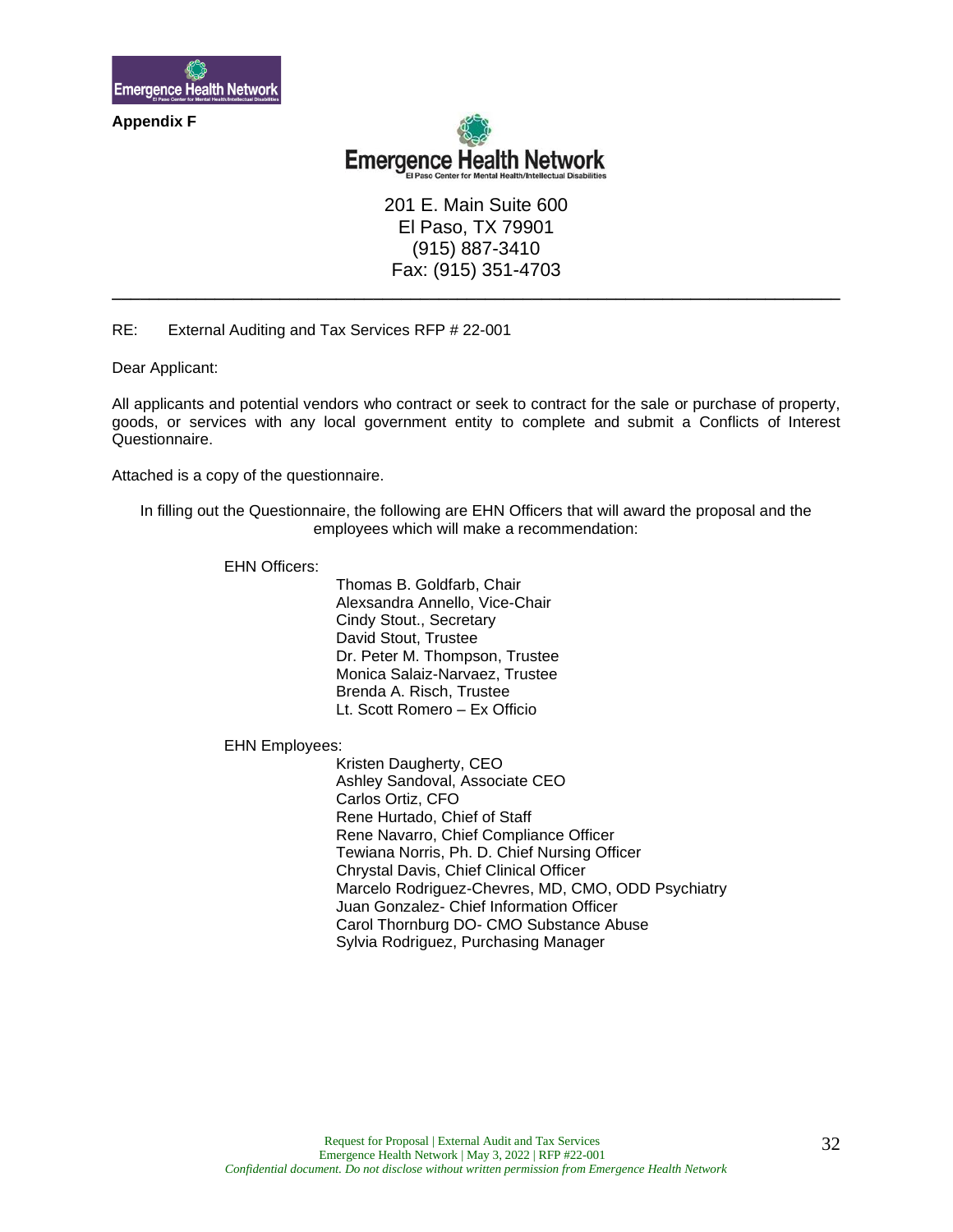**Appendix F**

Emergence Health Network
El Paso Center for Mental Health/Intellectual Disabilities

201 E. Main Suite 600
El Paso, TX 79901
(915) 887-3410
Fax: (915) 351-4703

---

RE: External Auditing and Tax Services RFP # 22-001

Dear Applicant:

All applicants and potential vendors who contract or seek to contract for the sale or purchase of property, goods, or services with any local government entity to complete and submit a Conflicts of Interest Questionnaire.

Attached is a copy of the questionnaire.

In filling out the Questionnaire, the following are EHN Officers that will award the proposal and the employees which will make a recommendation:

EHN Officers:

Thomas B. Goldfarb, Chair
Alexsandra Annello, Vice-Chair
Cindy Stout., Secretary
David Stout, Trustee
Dr. Peter M. Thompson, Trustee
Monica Salaiz-Narvaez, Trustee
Brenda A. Risch, Trustee
Lt. Scott Romero – Ex Officio

EHN Employees:

Kristen Daugherty, CEO
Ashley Sandoval, Associate CEO
Carlos Ortiz, CFO
Rene Hurtado, Chief of Staff
Rene Navarro, Chief Compliance Officer
Tewiana Norris, Ph. D. Chief Nursing Officer
Chrystal Davis, Chief Clinical Officer
Marcelo Rodriguez-Chevres, MD, CMO, ODD Psychiatry
Juan Gonzalez- Chief Information Officer
Carol Thornburg DO- CMO Substance Abuse
Sylvia Rodriguez, Purchasing Manager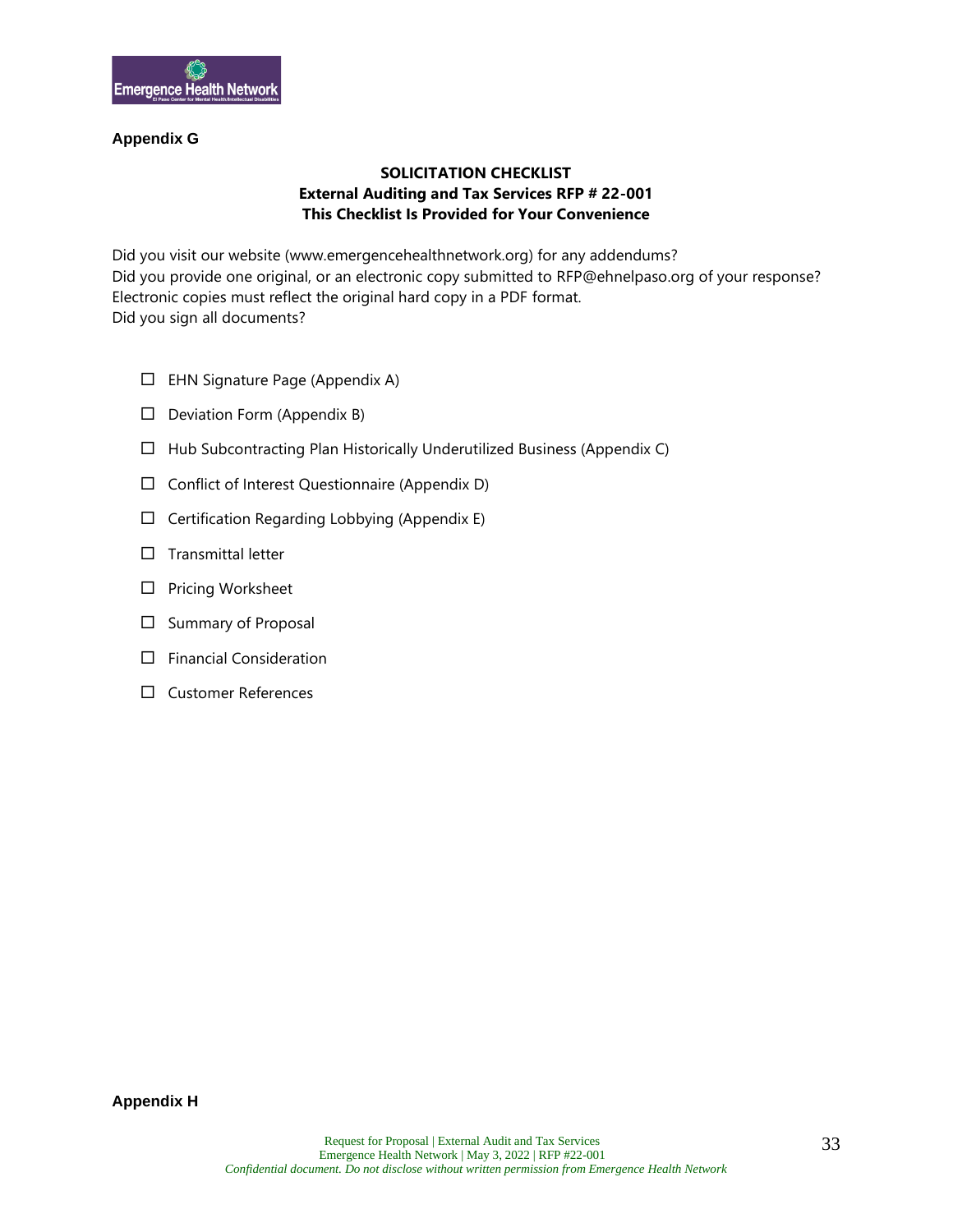**Appendix G**

**SOLICITATION CHECKLIST**
**External Auditing and Tax Services RFP # 22-001**
**This Checklist Is Provided for Your Convenience**

Did you visit our website (www.emergencehealthnetwork.org) for any addendums?
Did you provide one original, or an electronic copy submitted to RFP@ehnelpaso.org of your response? Electronic copies must reflect the original hard copy in a PDF format.
Did you sign all documents?

- ☐ EHN Signature Page (Appendix A)
- ☐ Deviation Form (Appendix B)
- ☐ Hub Subcontracting Plan Historically Underutilized Business (Appendix C)
- ☐ Conflict of Interest Questionnaire (Appendix D)
- ☐ Certification Regarding Lobbying (Appendix E)
- ☐ Transmittal letter
- ☐ Pricing Worksheet
- ☐ Summary of Proposal
- ☐ Financial Consideration
- ☐ Customer References

**Appendix H**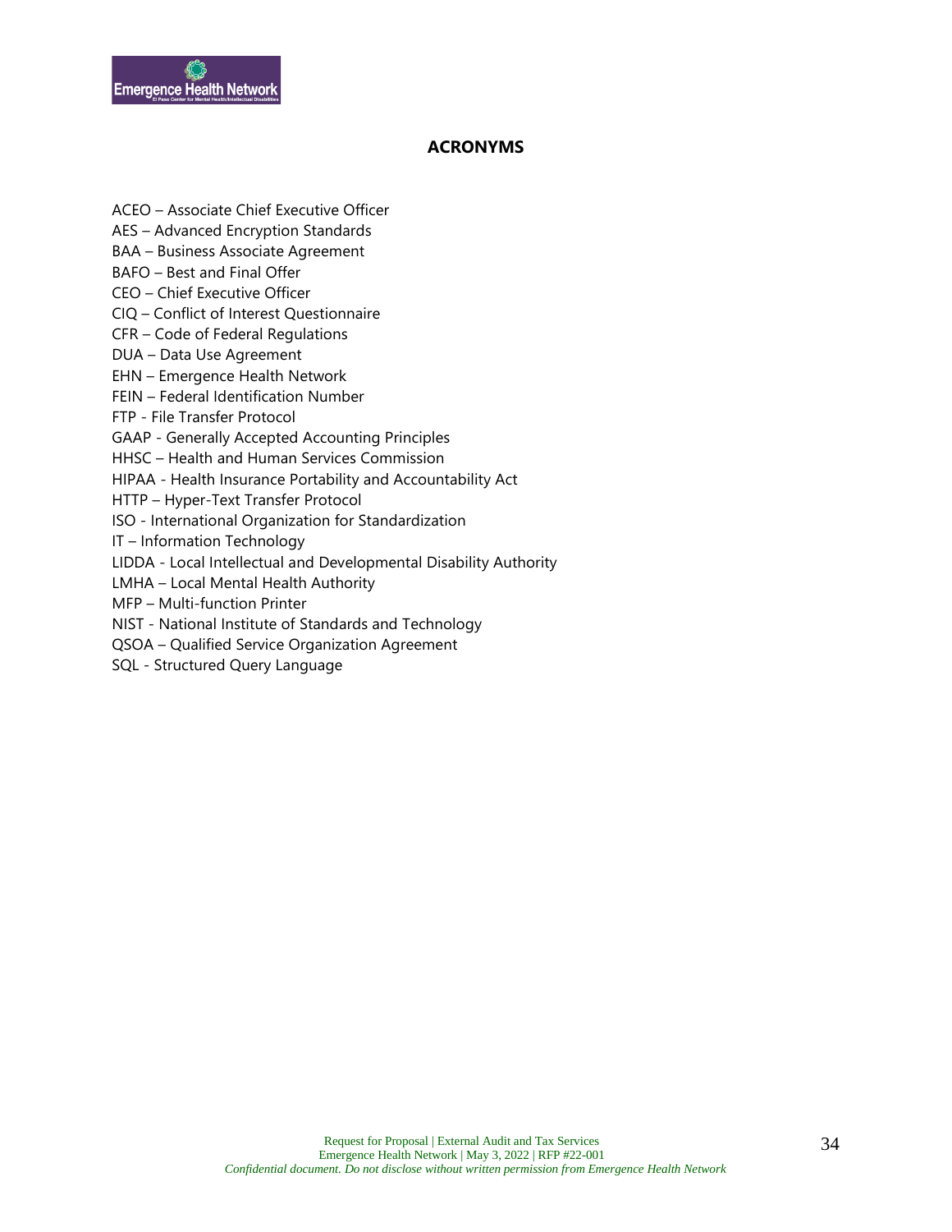## ACRONYMS

ACEO – Associate Chief Executive Officer
AES – Advanced Encryption Standards
BAA – Business Associate Agreement
BAFO – Best and Final Offer
CEO – Chief Executive Officer
CIQ – Conflict of Interest Questionnaire
CFR – Code of Federal Regulations
DUA – Data Use Agreement
EHN – Emergence Health Network
FEIN – Federal Identification Number
FTP - File Transfer Protocol
GAAP - Generally Accepted Accounting Principles
HHSC – Health and Human Services Commission
HIPAA - Health Insurance Portability and Accountability Act
HTTP – Hyper-Text Transfer Protocol
ISO - International Organization for Standardization
IT – Information Technology
LIDDA - Local Intellectual and Developmental Disability Authority
LMHA – Local Mental Health Authority
MFP – Multi-function Printer
NIST - National Institute of Standards and Technology
QSOA – Qualified Service Organization Agreement
SQL - Structured Query Language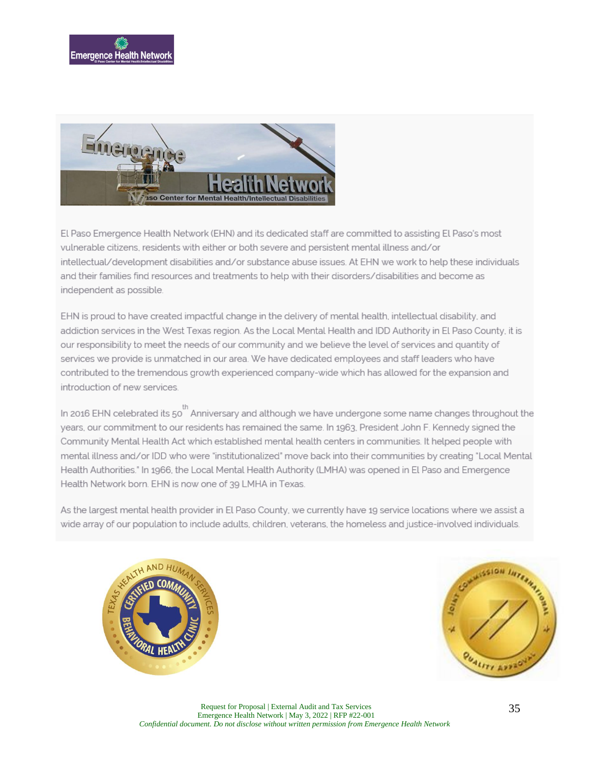El Paso Emergence Health Network (EHN) and its dedicated staff are committed to assisting El Paso's most vulnerable citizens, residents with either or both severe and persistent mental illness and/or intellectual/development disabilities and/or substance abuse issues. At EHN we work to help these individuals and their families find resources and treatments to help with their disorders/disabilities and become as independent as possible.

EHN is proud to have created impactful change in the delivery of mental health, intellectual disability, and addiction services in the West Texas region. As the Local Mental Health and IDD Authority in El Paso County, it is our responsibility to meet the needs of our community and we believe the level of services and quantity of services we provide is unmatched in our area. We have dedicated employees and staff leaders who have contributed to the tremendous growth experienced company-wide which has allowed for the expansion and introduction of new services.

In 2016 EHN celebrated its 50th Anniversary and although we have undergone some name changes throughout the years, our commitment to our residents has remained the same. In 1963, President John F. Kennedy signed the Community Mental Health Act which established mental health centers in communities. It helped people with mental illness and/or IDD who were "institutionalized" move back into their communities by creating "Local Mental Health Authorities." In 1966, the Local Mental Health Authority (LMHA) was opened in El Paso and Emergence Health Network born. EHN is now one of 39 LMHA in Texas.

As the largest mental health provider in El Paso County, we currently have 19 service locations where we assist a wide array of our population to include adults, children, veterans, the homeless and justice-involved individuals.